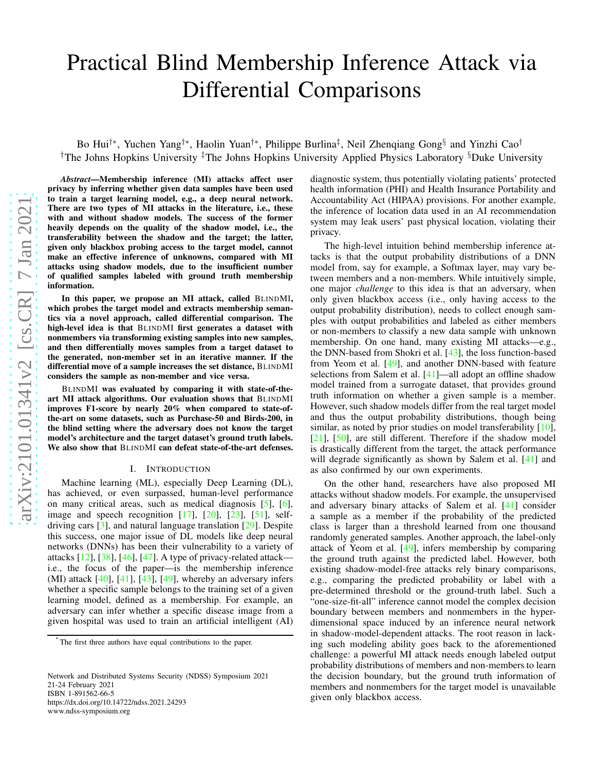# Practical Blind Membership Inference Attack via Differential Comparisons

Bo Hui[†*], Yuchen Yang[†*], Haolin Yuan[†*], Philippe Burlina[‡], Neil Zhenqiang Gong[§] and Yinzhi Cao[†]

[†]The Johns Hopkins University [‡]The Johns Hopkins University Applied Physics Laboratory [§]Duke University

***Abstract*—Membership inference (MI) attacks affect user privacy by inferring whether given data samples have been used to train a target learning model, e.g., a deep neural network. There are two types of MI attacks in the literature, i.e., these with and without shadow models. The success of the former heavily depends on the quality of the shadow model, i.e., the transferability between the shadow and the target; the latter, given only blackbox probing access to the target model, cannot make an effective inference of unknowns, compared with MI attacks using shadow models, due to the insufficient number of qualified samples labeled with ground truth membership information.**

**In this paper, we propose an MI attack, called BLINDMI, which probes the target model and extracts membership semantics via a novel approach, called differential comparison. The high-level idea is that BLINDMI first generates a dataset with nonmembers via transforming existing samples into new samples, and then differentially moves samples from a target dataset to the generated, non-member set in an iterative manner. If the differential move of a sample increases the set distance, BLINDMI considers the sample as non-member and vice versa.**

**BLINDMI was evaluated by comparing it with state-of-the-art MI attack algorithms. Our evaluation shows that BLINDMI improves F1-score by nearly 20% when compared to state-of-the-art on some datasets, such as Purchase-50 and Birds-200, in the blind setting where the adversary does not know the target model's architecture and the target dataset's ground truth labels. We also show that BLINDMI can defeat state-of-the-art defenses.**

## I. INTRODUCTION

Machine learning (ML), especially Deep Learning (DL), has achieved, or even surpassed, human-level performance on many critical areas, such as medical diagnosis [5], [6], image and speech recognition [17], [20], [23], [51], self-driving cars [3], and natural language translation [29]. Despite this success, one major issue of DL models like deep neural networks (DNNs) has been their vulnerability to a variety of attacks [12], [38], [46], [47]. A type of privacy-related attack—i.e., the focus of the paper—is the membership inference (MI) attack [40], [41], [43], [49], whereby an adversary infers whether a specific sample belongs to the training set of a given learning model, defined as a membership. For example, an adversary can infer whether a specific disease image from a given hospital was used to train an artificial intelligent (AI) diagnostic system, thus potentially violating patients' protected health information (PHI) and Health Insurance Portability and Accountability Act (HIPAA) provisions. For another example, the inference of location data used in an AI recommendation system may leak users' past physical location, violating their privacy.

The high-level intuition behind membership inference attacks is that the output probability distributions of a DNN model from, say for example, a Softmax layer, may vary between members and a non-members. While intuitively simple, one major *challenge* to this idea is that an adversary, when only given blackbox access (i.e., only having access to the output probability distribution), needs to collect enough samples with output probabilities and labeled as either members or non-members to classify a new data sample with unknown membership. On one hand, many existing MI attacks—e.g., the DNN-based from Shokri et al. [43], the loss function-based from Yeom et al. [49], and another DNN-based with feature selections from Salem et al. [41]—all adopt an offline shadow model trained from a surrogate dataset, that provides ground truth information on whether a given sample is a member. However, such shadow models differ from the real target model and thus the output probability distributions, though being similar, as noted by prior studies on model transferability [10], [21], [50], are still different. Therefore if the shadow model is drastically different from the target, the attack performance will degrade significantly as shown by Salem et al. [41] and as also confirmed by our own experiments.

On the other hand, researchers have also proposed MI attacks without shadow models. For example, the unsupervised and adversary binary attacks of Salem et al. [41] consider a sample as a member if the probability of the predicted class is larger than a threshold learned from one thousand randomly generated samples. Another approach, the label-only attack of Yeom et al. [49], infers membership by comparing the ground truth against the predicted label. However, both existing shadow-model-free attacks rely binary comparisons, e.g., comparing the predicted probability or label with a pre-determined threshold or the ground-truth label. Such a "one-size-fit-all" inference cannot model the complex decision boundary between members and nonmembers in the hyper-dimensional space induced by an inference neural network in shadow-model-dependent attacks. The root reason in lacking such modeling ability goes back to the aforementioned challenge: a powerful MI attack needs enough labeled output probability distributions of members and non-members to learn the decision boundary, but the ground truth information of members and nonmembers for the target model is unavailable given only blackbox access.

[*]The first three authors have equal contributions to the paper.

Network and Distributed Systems Security (NDSS) Symposium 2021
21-24 February 2021
ISBN 1-891562-66-5
https://dx.doi.org/10.14722/ndss.2021.24293
www.ndss-symposium.org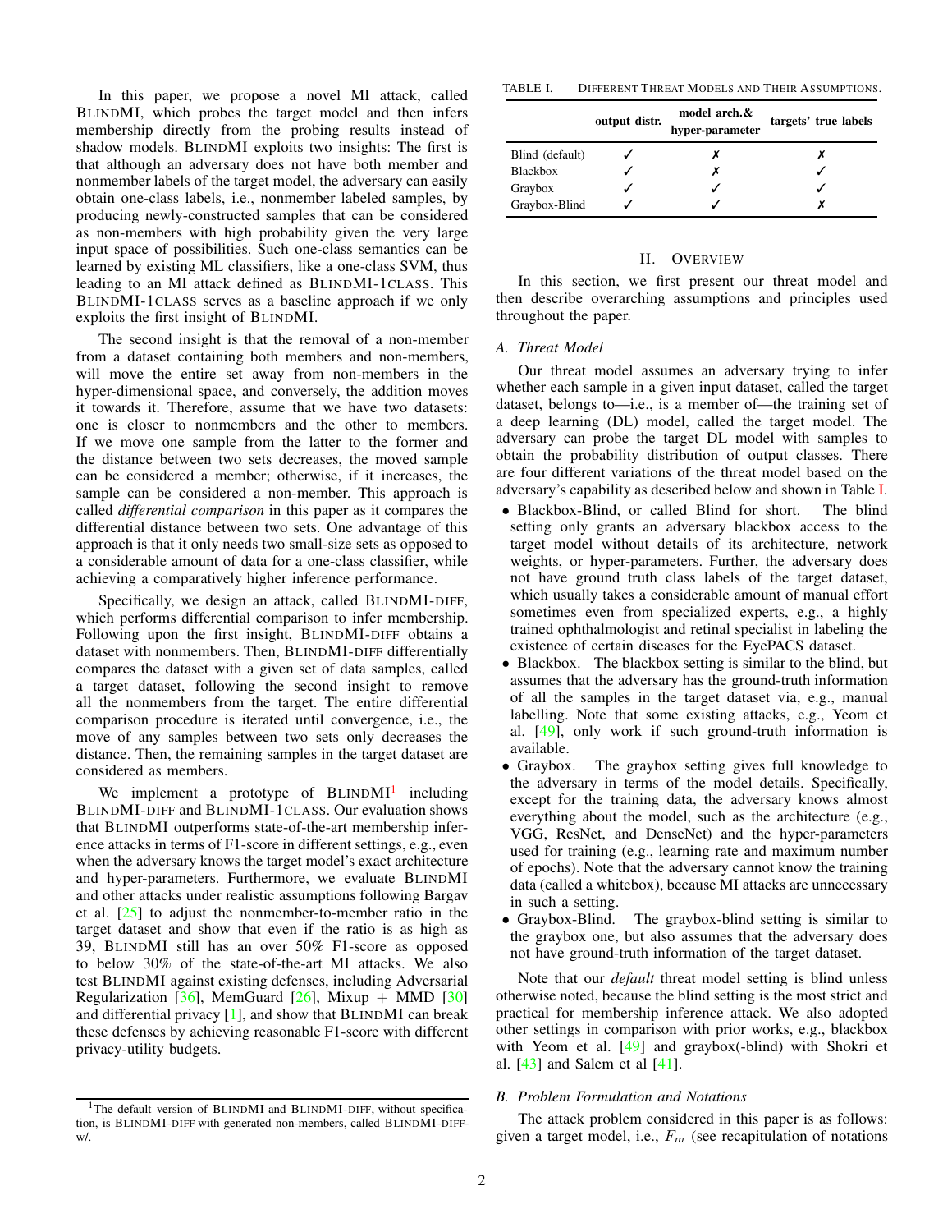In this paper, we propose a novel MI attack, called BLINDMI, which probes the target model and then infers membership directly from the probing results instead of shadow models. BLINDMI exploits two insights: The first is that although an adversary does not have both member and nonmember labels of the target model, the adversary can easily obtain one-class labels, i.e., nonmember labeled samples, by producing newly-constructed samples that can be considered as non-members with high probability given the very large input space of possibilities. Such one-class semantics can be learned by existing ML classifiers, like a one-class SVM, thus leading to an MI attack defined as BLINDMI-1CLASS. This BLINDMI-1CLASS serves as a baseline approach if we only exploits the first insight of BLINDMI.

The second insight is that the removal of a non-member from a dataset containing both members and non-members, will move the entire set away from non-members in the hyper-dimensional space, and conversely, the addition moves it towards it. Therefore, assume that we have two datasets: one is closer to nonmembers and the other to members. If we move one sample from the latter to the former and the distance between two sets decreases, the moved sample can be considered a member; otherwise, if it increases, the sample can be considered a non-member. This approach is called *differential comparison* in this paper as it compares the differential distance between two sets. One advantage of this approach is that it only needs two small-size sets as opposed to a considerable amount of data for a one-class classifier, while achieving a comparatively higher inference performance.

Specifically, we design an attack, called BLINDMI-DIFF, which performs differential comparison to infer membership. Following upon the first insight, BLINDMI-DIFF obtains a dataset with nonmembers. Then, BLINDMI-DIFF differentially compares the dataset with a given set of data samples, called a target dataset, following the second insight to remove all the nonmembers from the target. The entire differential comparison procedure is iterated until convergence, i.e., the move of any samples between two sets only decreases the distance. Then, the remaining samples in the target dataset are considered as members.

We implement a prototype of BLINDMI[1] including BLINDMI-DIFF and BLINDMI-1CLASS. Our evaluation shows that BLINDMI outperforms state-of-the-art membership inference attacks in terms of F1-score in different settings, e.g., even when the adversary knows the target model's exact architecture and hyper-parameters. Furthermore, we evaluate BLINDMI and other attacks under realistic assumptions following Bargav et al. [25] to adjust the nonmember-to-member ratio in the target dataset and show that even if the ratio is as high as 39, BLINDMI still has an over 50% F1-score as opposed to below 30% of the state-of-the-art MI attacks. We also test BLINDMI against existing defenses, including Adversarial Regularization [36], MemGuard [26], Mixup + MMD [30] and differential privacy [1], and show that BLINDMI can break these defenses by achieving reasonable F1-score with different privacy-utility budgets.

[1] The default version of BLINDMI and BLINDMI-DIFF, without specification, is BLINDMI-DIFF with generated non-members, called BLINDMI-DIFF-w/.

TABLE I. DIFFERENT THREAT MODELS AND THEIR ASSUMPTIONS.

| | output distr. | model arch.& hyper-parameter | targets' true labels |
|---|---|---|---|
| Blind (default) | ✓ | ✗ | ✗ |
| Blackbox | ✓ | ✗ | ✓ |
| Graybox | ✓ | ✓ | ✓ |
| Graybox-Blind | ✓ | ✓ | ✗ |

## II. OVERVIEW

In this section, we first present our threat model and then describe overarching assumptions and principles used throughout the paper.

### A. Threat Model

Our threat model assumes an adversary trying to infer whether each sample in a given input dataset, called the target dataset, belongs to—i.e., is a member of—the training set of a deep learning (DL) model, called the target model. The adversary can probe the target DL model with samples to obtain the probability distribution of output classes. There are four different variations of the threat model based on the adversary's capability as described below and shown in Table I.

- Blackbox-Blind, or called Blind for short. The blind setting only grants an adversary blackbox access to the target model without details of its architecture, network weights, or hyper-parameters. Further, the adversary does not have ground truth class labels of the target dataset, which usually takes a considerable amount of manual effort sometimes even from specialized experts, e.g., a highly trained ophthalmologist and retinal specialist in labeling the existence of certain diseases for the EyePACS dataset.
- Blackbox. The blackbox setting is similar to the blind, but assumes that the adversary has the ground-truth information of all the samples in the target dataset via, e.g., manual labelling. Note that some existing attacks, e.g., Yeom et al. [49], only work if such ground-truth information is available.
- Graybox. The graybox setting gives full knowledge to the adversary in terms of the model details. Specifically, except for the training data, the adversary knows almost everything about the model, such as the architecture (e.g., VGG, ResNet, and DenseNet) and the hyper-parameters used for training (e.g., learning rate and maximum number of epochs). Note that the adversary cannot know the training data (called a whitebox), because MI attacks are unnecessary in such a setting.
- Graybox-Blind. The graybox-blind setting is similar to the graybox one, but also assumes that the adversary does not have ground-truth information of the target dataset.

Note that our *default* threat model setting is blind unless otherwise noted, because the blind setting is the most strict and practical for membership inference attack. We also adopted other settings in comparison with prior works, e.g., blackbox with Yeom et al. [49] and graybox(-blind) with Shokri et al. [43] and Salem et al [41].

### B. Problem Formulation and Notations

The attack problem considered in this paper is as follows: given a target model, i.e., $F_m$ (see recapitulation of notations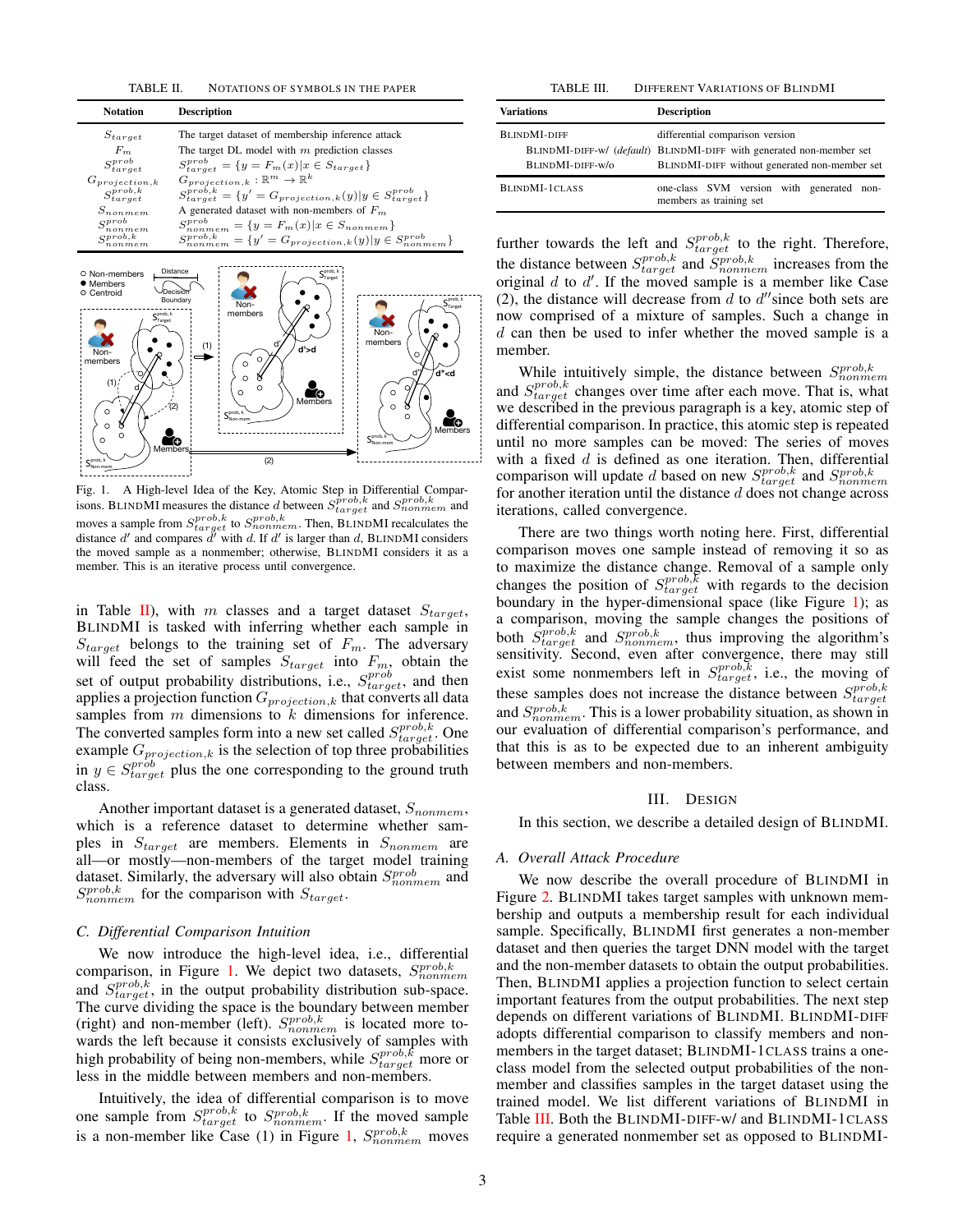TABLE II. NOTATIONS OF SYMBOLS IN THE PAPER

| Notation | Description |
|---|---|
| $S_{target}$ | The target dataset of membership inference attack |
| $F_m$ | The target DL model with $m$ prediction classes |
| $S^{prob}_{target}$ | $S^{prob}_{target} = \{y = F_m(x) \| x \in S_{target}\}$ |
| $G_{projection,k}$ | $G_{projection,k} : \mathbb{R}^m \rightarrow \mathbb{R}^k$ |
| $S^{prob,k}_{target}$ | $S^{prob,k}_{target} = \{y' = G_{projection,k}(y) \| y \in S^{prob}_{target}\}$ |
| $S_{nonmem}$ | A generated dataset with non-members of $F_m$ |
| $S^{prob}_{nonmem}$ | $S^{prob}_{nonmem} = \{y = F_m(x) \| x \in S_{nonmem}\}$ |
| $S^{prob,k}_{nonmem}$ | $S^{prob,k}_{nonmem} = \{y' = G_{projection,k}(y) \| y \in S^{prob}_{nonmem}\}$ |

Fig. 1. A High-level Idea of the Key, Atomic Step in Differential Comparisons. BLINDMI measures the distance $d$ between $S^{prob,k}_{target}$ and $S^{prob,k}_{nonmem}$ and moves a sample from $S^{prob,k}_{target}$ to $S^{prob,k}_{nonmem}$. Then, BLINDMI recalculates the distance $d'$ and compares $d'$ with $d$. If $d'$ is larger than $d$, BLINDMI considers the moved sample as a nonmember; otherwise, BLINDMI considers it as a member. This is an iterative process until convergence.

in Table II), with $m$ classes and a target dataset $S_{target}$, BLINDMI is tasked with inferring whether each sample in $S_{target}$ belongs to the training set of $F_m$. The adversary will feed the set of samples $S_{target}$ into $F_m$, obtain the set of output probability distributions, i.e., $S^{prob}_{target}$, and then applies a projection function $G_{projection,k}$ that converts all data samples from $m$ dimensions to $k$ dimensions for inference. The converted samples form into a new set called $S^{prob,k}_{target}$. One example $G_{projection,k}$ is the selection of top three probabilities in $y \in S^{prob}_{target}$ plus the one corresponding to the ground truth class.

Another important dataset is a generated dataset, $S_{nonmem}$, which is a reference dataset to determine whether samples in $S_{target}$ are members. Elements in $S_{nonmem}$ are all—or mostly—non-members of the target model training dataset. Similarly, the adversary will also obtain $S^{prob}_{nonmem}$ and $S^{prob,k}_{nonmem}$ for the comparison with $S_{target}$.

### C. Differential Comparison Intuition

We now introduce the high-level idea, i.e., differential comparison, in Figure 1. We depict two datasets, $S^{prob,k}_{nonmem}$ and $S^{prob,k}_{target}$, in the output probability distribution sub-space. The curve dividing the space is the boundary between member (right) and non-member (left). $S^{prob,k}_{nonmem}$ is located more towards the left because it consists exclusively of samples with high probability of being non-members, while $S^{prob,k}_{target}$ more or less in the middle between members and non-members.

Intuitively, the idea of differential comparison is to move one sample from $S^{prob,k}_{target}$ to $S^{prob,k}_{nonmem}$. If the moved sample is a non-member like Case (1) in Figure 1, $S^{prob,k}_{nonmem}$ moves further towards the left and $S^{prob,k}_{target}$ to the right. Therefore, the distance between $S^{prob,k}_{target}$ and $S^{prob,k}_{nonmem}$ increases from the original $d$ to $d'$. If the moved sample is a member like Case (2), the distance will decrease from $d$ to $d''$since both sets are now comprised of a mixture of samples. Such a change in $d$ can then be used to infer whether the moved sample is a member.

While intuitively simple, the distance between $S^{prob,k}_{nonmem}$ and $S^{prob,k}_{target}$ changes over time after each move. That is, what we described in the previous paragraph is a key, atomic step of differential comparison. In practice, this atomic step is repeated until no more samples can be moved: The series of moves with a fixed $d$ is defined as one iteration. Then, differential comparison will update $d$ based on new $S^{prob,k}_{target}$ and $S^{prob,k}_{nonmem}$ for another iteration until the distance $d$ does not change across iterations, called convergence.

There are two things worth noting here. First, differential comparison moves one sample instead of removing it so as to maximize the distance change. Removal of a sample only changes the position of $S^{prob,k}_{target}$ with regards to the decision boundary in the hyper-dimensional space (like Figure 1); as a comparison, moving the sample changes the positions of both $S^{prob,k}_{target}$ and $S^{prob,k}_{nonmem}$, thus improving the algorithm's sensitivity. Second, even after convergence, there may still exist some nonmembers left in $S^{prob,k}_{target}$, i.e., the moving of these samples does not increase the distance between $S^{prob,k}_{target}$ and $S^{prob,k}_{nonmem}$. This is a lower probability situation, as shown in our evaluation of differential comparison's performance, and that this is as to be expected due to an inherent ambiguity between members and non-members.

TABLE III. DIFFERENT VARIATIONS OF BLINDMI

| Variations | Description |
|---|---|
| BLINDMI-DIFF | differential comparison version |
| BLINDMI-DIFF-w/ (*default*) | BLINDMI-DIFF with generated non-member set |
| BLINDMI-DIFF-w/o | BLINDMI-DIFF without generated non-member set |
| BLINDMI-1CLASS | one-class SVM version with generated non-members as training set |

## III. DESIGN

In this section, we describe a detailed design of BLINDMI.

### A. Overall Attack Procedure

We now describe the overall procedure of BLINDMI in Figure 2. BLINDMI takes target samples with unknown membership and outputs a membership result for each individual sample. Specifically, BLINDMI first generates a non-member dataset and then queries the target DNN model with the target and the non-member datasets to obtain the output probabilities. Then, BLINDMI applies a projection function to select certain important features from the output probabilities. The next step depends on different variations of BLINDMI. BLINDMI-DIFF adopts differential comparison to classify members and non-members in the target dataset; BLINDMI-1CLASS trains a one-class model from the selected output probabilities of the non-member and classifies samples in the target dataset using the trained model. We list different variations of BLINDMI in Table III. Both the BLINDMI-DIFF-w/ and BLINDMI-1CLASS require a generated nonmember set as opposed to BLINDMI-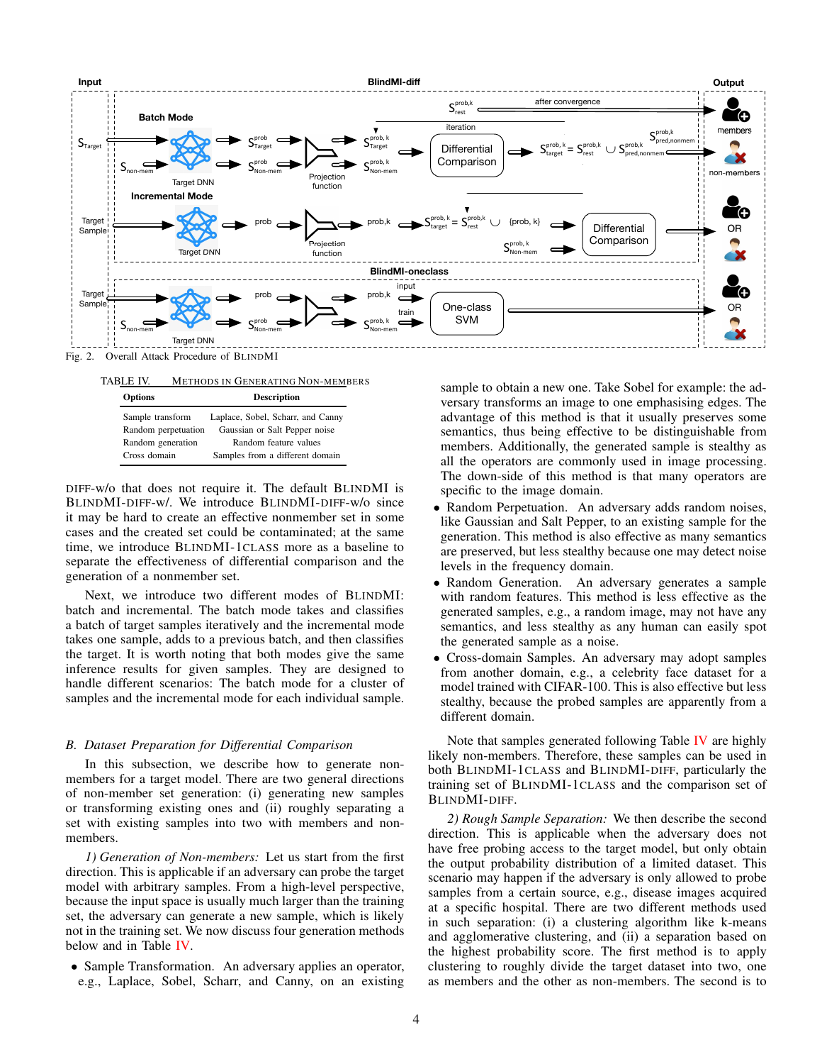Fig. 2. Overall Attack Procedure of BLINDMI

TABLE IV. METHODS IN GENERATING NON-MEMBERS

| Options | Description |
|---|---|
| Sample transform | Laplace, Sobel, Scharr, and Canny |
| Random perpetuation | Gaussian or Salt Pepper noise |
| Random generation | Random feature values |
| Cross domain | Samples from a different domain |

DIFF-w/o that does not require it. The default BLINDMI is BLINDMI-DIFF-w/. We introduce BLINDMI-DIFF-w/o since it may be hard to create an effective nonmember set in some cases and the created set could be contaminated; at the same time, we introduce BLINDMI-1CLASS more as a baseline to separate the effectiveness of differential comparison and the generation of a nonmember set.

Next, we introduce two different modes of BLINDMI: batch and incremental. The batch mode takes and classifies a batch of target samples iteratively and the incremental mode takes one sample, adds to a previous batch, and then classifies the target. It is worth noting that both modes give the same inference results for given samples. They are designed to handle different scenarios: The batch mode for a cluster of samples and the incremental mode for each individual sample.

### B. Dataset Preparation for Differential Comparison

In this subsection, we describe how to generate non-members for a target model. There are two general directions of non-member set generation: (i) generating new samples or transforming existing ones and (ii) roughly separating a set with existing samples into two with members and non-members.

*1) Generation of Non-members:* Let us start from the first direction. This is applicable if an adversary can probe the target model with arbitrary samples. From a high-level perspective, because the input space is usually much larger than the training set, the adversary can generate a new sample, which is likely not in the training set. We now discuss four generation methods below and in Table IV.

- Sample Transformation. An adversary applies an operator, e.g., Laplace, Sobel, Scharr, and Canny, on an existing sample to obtain a new one. Take Sobel for example: the adversary transforms an image to one emphasising edges. The advantage of this method is that it usually preserves some semantics, thus being effective to be distinguishable from members. Additionally, the generated sample is stealthy as all the operators are commonly used in image processing. The down-side of this method is that many operators are specific to the image domain.
- Random Perpetuation. An adversary adds random noises, like Gaussian and Salt Pepper, to an existing sample for the generation. This method is also effective as many semantics are preserved, but less stealthy because one may detect noise levels in the frequency domain.
- Random Generation. An adversary generates a sample with random features. This method is less effective as the generated samples, e.g., a random image, may not have any semantics, and less stealthy as any human can easily spot the generated sample as a noise.
- Cross-domain Samples. An adversary may adopt samples from another domain, e.g., a celebrity face dataset for a model trained with CIFAR-100. This is also effective but less stealthy, because the probed samples are apparently from a different domain.

Note that samples generated following Table IV are highly likely non-members. Therefore, these samples can be used in both BLINDMI-1CLASS and BLINDMI-DIFF, particularly the training set of BLINDMI-1CLASS and the comparison set of BLINDMI-DIFF.

*2) Rough Sample Separation:* We then describe the second direction. This is applicable when the adversary does not have free probing access to the target model, but only obtain the output probability distribution of a limited dataset. This scenario may happen if the adversary is only allowed to probe samples from a certain source, e.g., disease images acquired at a specific hospital. There are two different methods used in such separation: (i) a clustering algorithm like k-means and agglomerative clustering, and (ii) a separation based on the highest probability score. The first method is to apply clustering to roughly divide the target dataset into two, one as members and the other as non-members. The second is to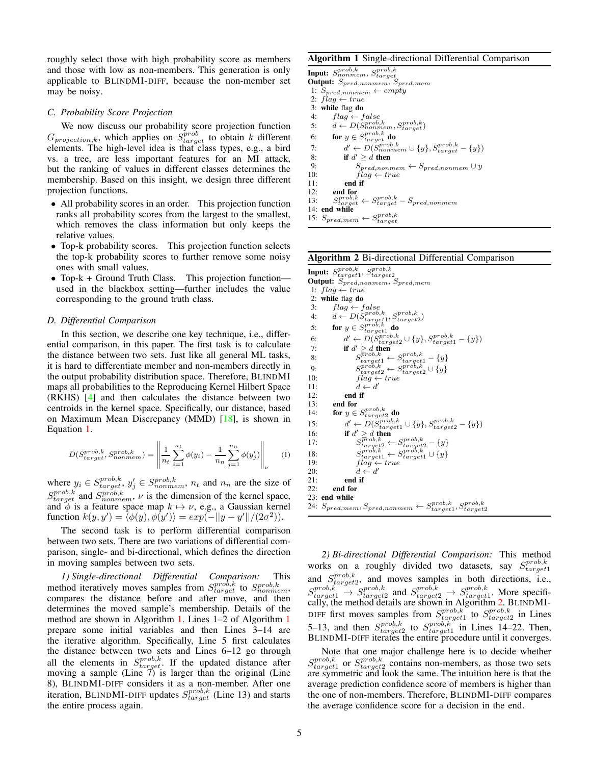roughly select those with high probability score as members and those with low as non-members. This generation is only applicable to BLINDMI-DIFF, because the non-member set may be noisy.

### C. Probability Score Projection

We now discuss our probability score projection function $G_{projection,k}$, which applies on $S^{prob}_{target}$ to obtain $k$ different elements. The high-level idea is that class types, e.g., a bird vs. a tree, are less important features for an MI attack, but the ranking of values in different classes determines the membership. Based on this insight, we design three different projection functions.

- All probability scores in an order. This projection function ranks all probability scores from the largest to the smallest, which removes the class information but only keeps the relative values.
- Top-k probability scores. This projection function selects the top-k probability scores to further remove some noisy ones with small values.
- Top-k + Ground Truth Class. This projection function—used in the blackbox setting—further includes the value corresponding to the ground truth class.

### D. Differential Comparison

In this section, we describe one key technique, i.e., differential comparison, in this paper. The first task is to calculate the distance between two sets. Just like all general ML tasks, it is hard to differentiate member and non-members directly in the output probability distribution space. Therefore, BLINDMI maps all probabilities to the Reproducing Kernel Hilbert Space (RKHS) [4] and then calculates the distance between two centroids in the kernel space. Specifically, our distance, based on Maximum Mean Discrepancy (MMD) [18], is shown in Equation 1.

$$D(S^{prob,k}_{target}, S^{prob,k}_{nonmem}) = \left\| \frac{1}{n_t}\sum_{i=1}^{n_t}\phi(y_i) - \frac{1}{n_n}\sum_{j=1}^{n_n}\phi(y'_j) \right\|_{\nu} \quad (1)$$

where $y_i \in S^{prob,k}_{target}$, $y'_j \in S^{prob,k}_{nonmem}$, $n_t$ and $n_n$ are the size of $S^{prob,k}_{target}$ and $S^{prob,k}_{nonmem}$, $\nu$ is the dimension of the kernel space, and $\phi$ is a feature space map $k \mapsto \nu$, e.g., a Gaussian kernel function $k(y, y') = \langle\phi(y), \phi(y')\rangle = exp(-||y - y'||/(2\sigma^2))$.

The second task is to perform differential comparison between two sets. There are two variations of differential comparison, single- and bi-directional, which defines the direction in moving samples between two sets.

*1) Single-directional Differential Comparison:* This method iteratively moves samples from $S^{prob,k}_{target}$ to $S^{prob,k}_{nonmem}$, compares the distance before and after move, and then determines the moved sample's membership. Details of the method are shown in Algorithm 1. Lines 1–2 of Algorithm 1 prepare some initial variables and then Lines 3–14 are the iterative algorithm. Specifically, Line 5 first calculates the distance between two sets and Lines 6–12 go through all the elements in $S^{prob,k}_{target}$. If the updated distance after moving a sample (Line 7) is larger than the original (Line 8), BLINDMI-DIFF considers it as a non-member. After one iteration, BLINDMI-DIFF updates $S^{prob,k}_{target}$ (Line 13) and starts the entire process again.

**Algorithm 1** Single-directional Differential Comparison

**Input:** $S^{prob,k}_{nonmem}$, $S^{prob,k}_{target}$
**Output:** $S_{pred,nonmem}$, $S_{pred,mem}$

```
1:  S_pred,nonmem ← empty
2:  flag ← true
3:  while flag do
4:      flag ← false
5:      d ← D(S^{prob,k}_nonmem, S^{prob,k}_target)
6:      for y ∈ S^{prob,k}_target do
7:          d' ← D(S^{prob,k}_nonmem ∪ {y}, S^{prob,k}_target − {y})
8:          if d' ≥ d then
9:              S_pred,nonmem ← S_pred,nonmem ∪ y
10:             flag ← true
11:         end if
12:     end for
13:     S^{prob,k}_target ← S^{prob,k}_target − S_pred,nonmem
14: end while
15: S_pred,mem ← S^{prob,k}_target
```

**Algorithm 2** Bi-directional Differential Comparison

**Input:** $S^{prob,k}_{target1}$, $S^{prob,k}_{target2}$
**Output:** $S_{pred,nonmem}$, $S_{pred,mem}$

```
1:  flag ← true
2:  while flag do
3:      flag ← false
4:      d ← D(S^{prob,k}_target1, S^{prob,k}_target2)
5:      for y ∈ S^{prob,k}_target1 do
6:          d' ← D(S^{prob,k}_target2 ∪ {y}, S^{prob,k}_target1 − {y})
7:          if d' ≥ d then
8:              S^{prob,k}_target1 ← S^{prob,k}_target1 − {y}
9:              S^{prob,k}_target2 ← S^{prob,k}_target2 ∪ {y}
10:             flag ← true
11:             d ← d'
12:         end if
13:     end for
14:     for y ∈ S^{prob,k}_target2 do
15:         d' ← D(S^{prob,k}_target1 ∪ {y}, S^{prob,k}_target2 − {y})
16:         if d' ≥ d then
17:             S^{prob,k}_target2 ← S^{prob,k}_target2 − {y}
18:             S^{prob,k}_target1 ← S^{prob,k}_target1 ∪ {y}
19:             flag ← true
20:             d ← d'
21:         end if
22:     end for
23: end while
24: S_pred,mem, S_pred,nonmem ← S^{prob,k}_target1, S^{prob,k}_target2
```

*2) Bi-directional Differential Comparison:* This method works on a roughly divided two datasets, say $S^{prob,k}_{target1}$ and $S^{prob,k}_{target2}$, and moves samples in both directions, i.e., $S^{prob,k}_{target1} \rightarrow S^{prob,k}_{target2}$ and $S^{prob,k}_{target2} \rightarrow S^{prob,k}_{target1}$. More specifically, the method details are shown in Algorithm 2. BLINDMI-DIFF first moves samples from $S^{prob,k}_{target1}$ to $S^{prob,k}_{target2}$ in Lines 5–13, and then $S^{prob,k}_{target2}$ to $S^{prob,k}_{target1}$ in Lines 14–22. Then, BLINDMI-DIFF iterates the entire procedure until it converges.

Note that one major challenge here is to decide whether $S^{prob,k}_{target1}$ or $S^{prob,k}_{target2}$ contains non-members, as those two sets are symmetric and look the same. The intuition here is that the average prediction confidence score of members is higher than the one of non-members. Therefore, BLINDMI-DIFF compares the average confidence score for a decision in the end.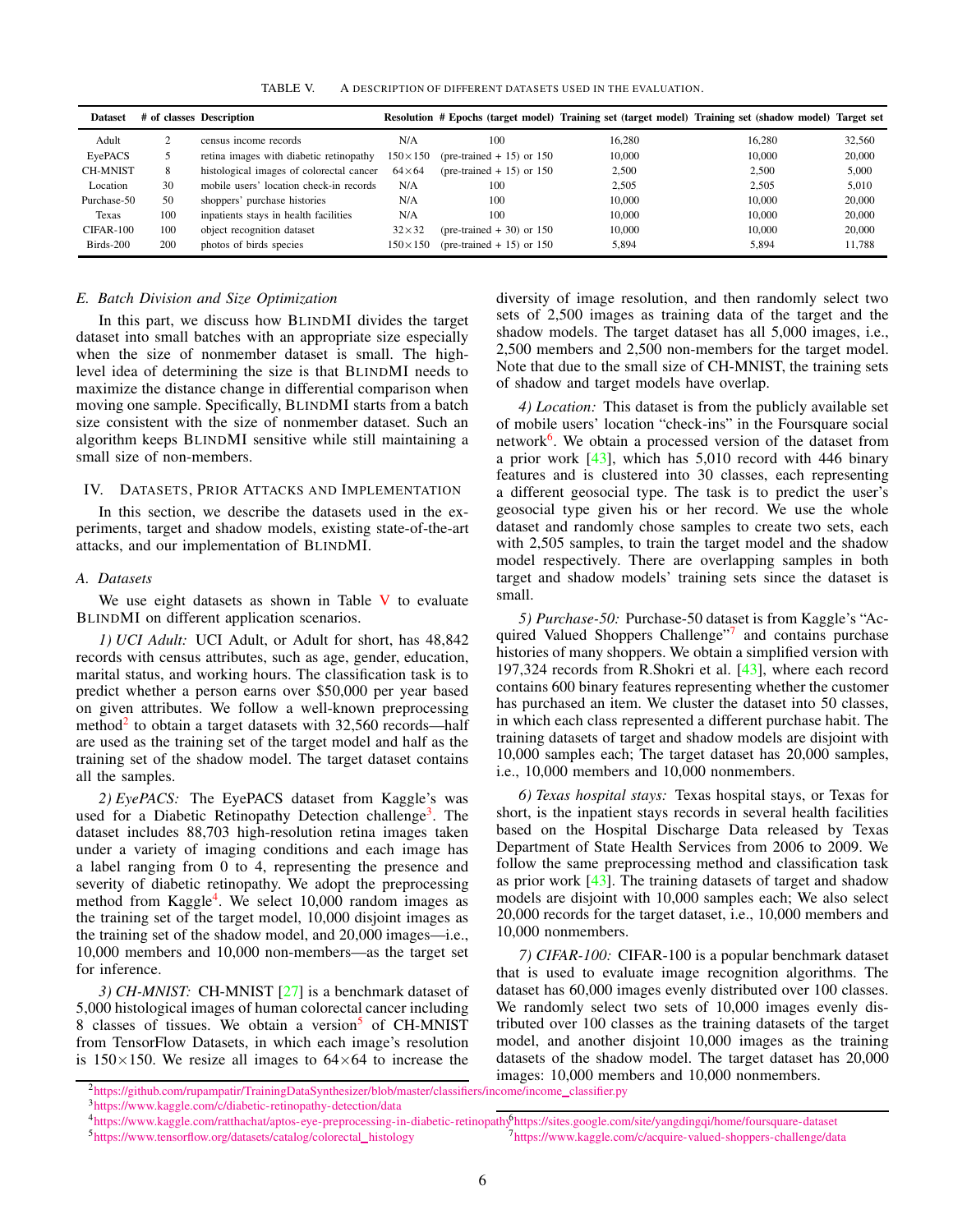TABLE V. A DESCRIPTION OF DIFFERENT DATASETS USED IN THE EVALUATION.

| Dataset | # of classes | Description | Resolution | # Epochs (target model) | Training set (target model) | Training set (shadow model) | Target set |
|---|---|---|---|---|---|---|---|
| Adult | 2 | census income records | N/A | 100 | 16,280 | 16,280 | 32,560 |
| EyePACS | 5 | retina images with diabetic retinopathy | 150×150 | (pre-trained + 15) or 150 | 10,000 | 10,000 | 20,000 |
| CH-MNIST | 8 | histological images of colorectal cancer | 64×64 | (pre-trained + 15) or 150 | 2,500 | 2,500 | 5,000 |
| Location | 30 | mobile users' location check-in records | N/A | 100 | 2,505 | 2,505 | 5,010 |
| Purchase-50 | 50 | shoppers' purchase histories | N/A | 100 | 10,000 | 10,000 | 20,000 |
| Texas | 100 | inpatients stays in health facilities | N/A | 100 | 10,000 | 10,000 | 20,000 |
| CIFAR-100 | 100 | object recognition dataset | 32×32 | (pre-trained + 30) or 150 | 10,000 | 10,000 | 20,000 |
| Birds-200 | 200 | photos of birds species | 150×150 | (pre-trained + 15) or 150 | 5,894 | 5,894 | 11,788 |

### E. Batch Division and Size Optimization

In this part, we discuss how BLINDMI divides the target dataset into small batches with an appropriate size especially when the size of nonmember dataset is small. The high-level idea of determining the size is that BLINDMI needs to maximize the distance change in differential comparison when moving one sample. Specifically, BLINDMI starts from a batch size consistent with the size of nonmember dataset. Such an algorithm keeps BLINDMI sensitive while still maintaining a small size of non-members.

## IV. DATASETS, PRIOR ATTACKS AND IMPLEMENTATION

In this section, we describe the datasets used in the experiments, target and shadow models, existing state-of-the-art attacks, and our implementation of BLINDMI.

### A. Datasets

We use eight datasets as shown in Table V to evaluate BLINDMI on different application scenarios.

*1) UCI Adult:* UCI Adult, or Adult for short, has 48,842 records with census attributes, such as age, gender, education, marital status, and working hours. The classification task is to predict whether a person earns over $50,000 per year based on given attributes. We follow a well-known preprocessing method[2] to obtain a target datasets with 32,560 records—half are used as the training set of the target model and half as the training set of the shadow model. The target dataset contains all the samples.

*2) EyePACS:* The EyePACS dataset from Kaggle's was used for a Diabetic Retinopathy Detection challenge[3]. The dataset includes 88,703 high-resolution retina images taken under a variety of imaging conditions and each image has a label ranging from 0 to 4, representing the presence and severity of diabetic retinopathy. We adopt the preprocessing method from Kaggle[4]. We select 10,000 random images as the training set of the target model, 10,000 disjoint images as the training set of the shadow model, and 20,000 images—i.e., 10,000 members and 10,000 non-members—as the target set for inference.

*3) CH-MNIST:* CH-MNIST [27] is a benchmark dataset of 5,000 histological images of human colorectal cancer including 8 classes of tissues. We obtain a version[5] of CH-MNIST from TensorFlow Datasets, in which each image's resolution is 150×150. We resize all images to 64×64 to increase the diversity of image resolution, and then randomly select two sets of 2,500 images as training data of the target and the shadow models. The target dataset has all 5,000 images, i.e., 2,500 members and 2,500 non-members for the target model. Note that due to the small size of CH-MNIST, the training sets of shadow and target models have overlap.

*4) Location:* This dataset is from the publicly available set of mobile users' location "check-ins" in the Foursquare social network[6]. We obtain a processed version of the dataset from a prior work [43], which has 5,010 record with 446 binary features and is clustered into 30 classes, each representing a different geosocial type. The task is to predict the user's geosocial type given his or her record. We use the whole dataset and randomly chose samples to create two sets, each with 2,505 samples, to train the target model and the shadow model respectively. There are overlapping samples in both target and shadow models' training sets since the dataset is small.

*5) Purchase-50:* Purchase-50 dataset is from Kaggle's "Acquired Valued Shoppers Challenge"[7] and contains purchase histories of many shoppers. We obtain a simplified version with 197,324 records from R.Shokri et al. [43], where each record contains 600 binary features representing whether the customer has purchased an item. We cluster the dataset into 50 classes, in which each class represented a different purchase habit. The training datasets of target and shadow models are disjoint with 10,000 samples each; The target dataset has 20,000 samples, i.e., 10,000 members and 10,000 nonmembers.

*6) Texas hospital stays:* Texas hospital stays, or Texas for short, is the inpatient stays records in several health facilities based on the Hospital Discharge Data released by Texas Department of State Health Services from 2006 to 2009. We follow the same preprocessing method and classification task as prior work [43]. The training datasets of target and shadow models are disjoint with 10,000 samples each; We also select 20,000 records for the target dataset, i.e., 10,000 members and 10,000 nonmembers.

*7) CIFAR-100:* CIFAR-100 is a popular benchmark dataset that is used to evaluate image recognition algorithms. The dataset has 60,000 images evenly distributed over 100 classes. We randomly select two sets of 10,000 images evenly distributed over 100 classes as the training datasets of the target model, and another disjoint 10,000 images as the training datasets of the shadow model. The target dataset has 20,000 images: 10,000 members and 10,000 nonmembers.

[2] https://github.com/rupampatir/TrainingDataSynthesizer/blob/master/classifiers/income/income_classifier.py

[3] https://www.kaggle.com/c/diabetic-retinopathy-detection/data

[4] https://www.kaggle.com/ratthachat/aptos-eye-preprocessing-in-diabetic-retinopathy

[5] https://www.tensorflow.org/datasets/catalog/colorectal_histology

[6] https://sites.google.com/site/yangdingqi/home/foursquare-dataset

[7] https://www.kaggle.com/c/acquire-valued-shoppers-challenge/data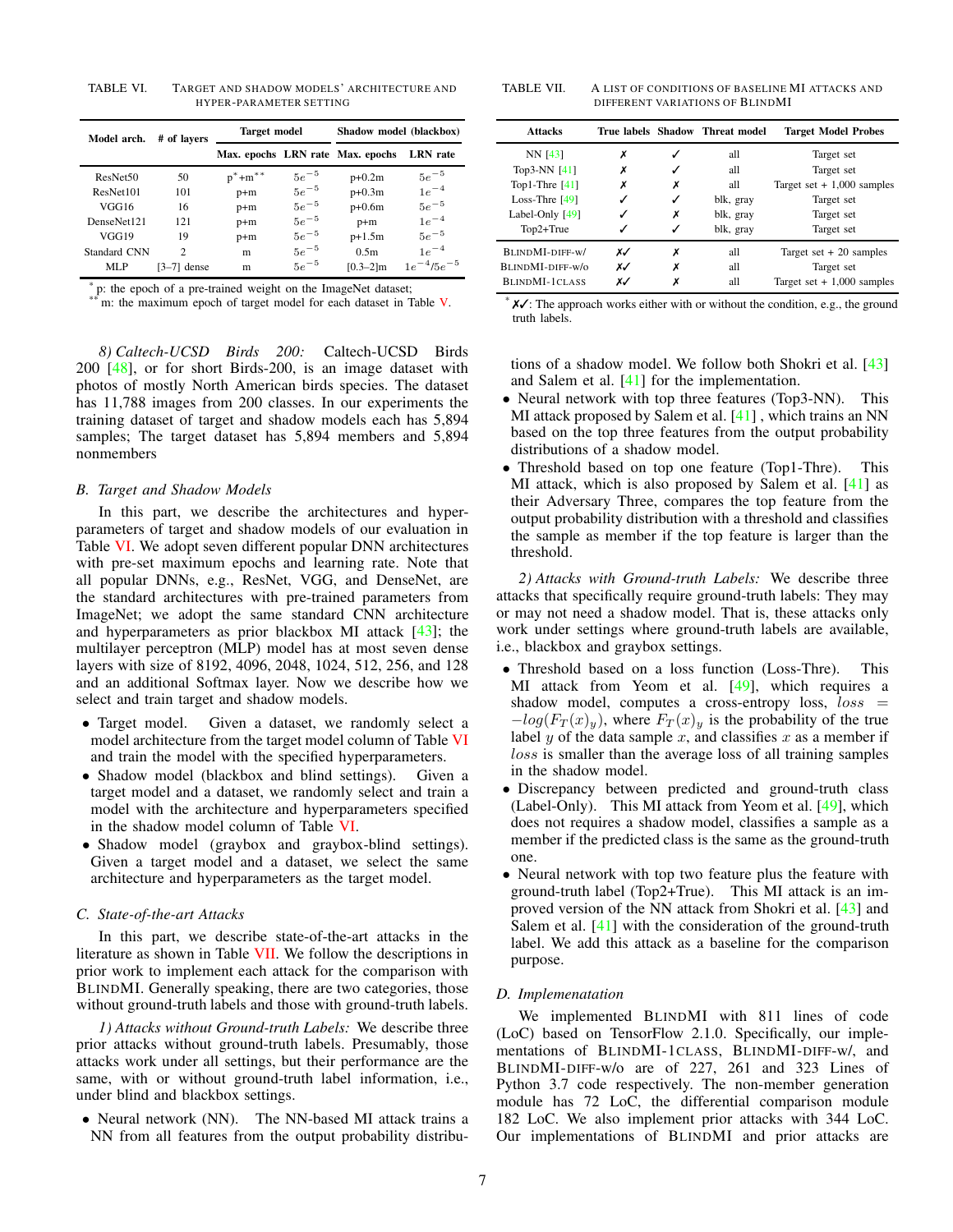TABLE VI. Target and shadow models' architecture and hyper-parameter setting

| Model arch. | # of layers | Target model | | Shadow model (blackbox) | |
|---|---|---|---|---|---|
| | | Max. epochs | LRN rate | Max. epochs | LRN rate |
| ResNet50 | 50 | p*+m** | $5e^{-5}$ | p+0.2m | $5e^{-5}$ |
| ResNet101 | 101 | p+m | $5e^{-5}$ | p+0.3m | $1e^{-4}$ |
| VGG16 | 16 | p+m | $5e^{-5}$ | p+0.6m | $5e^{-5}$ |
| DenseNet121 | 121 | p+m | $5e^{-5}$ | p+m | $1e^{-4}$ |
| VGG19 | 19 | p+m | $5e^{-5}$ | p+1.5m | $5e^{-5}$ |
| Standard CNN | 2 | m | $5e^{-5}$ | 0.5m | $1e^{-4}$ |
| MLP | [3–7] dense | m | $5e^{-5}$ | [0.3–2]m | $1e^{-4}/5e^{-5}$ |

* p: the epoch of a pre-trained weight on the ImageNet dataset;
** m: the maximum epoch of target model for each dataset in Table V.

*8) Caltech-UCSD Birds 200:* Caltech-UCSD Birds 200 [48], or for short Birds-200, is an image dataset with photos of mostly North American birds species. The dataset has 11,788 images from 200 classes. In our experiments the training dataset of target and shadow models each has 5,894 samples; The target dataset has 5,894 members and 5,894 nonmembers

## B. Target and Shadow Models

In this part, we describe the architectures and hyper-parameters of target and shadow models of our evaluation in Table VI. We adopt seven different popular DNN architectures with pre-set maximum epochs and learning rate. Note that all popular DNNs, e.g., ResNet, VGG, and DenseNet, are the standard architectures with pre-trained parameters from ImageNet; we adopt the same standard CNN architecture and hyperparameters as prior blackbox MI attack [43]; the multilayer perceptron (MLP) model has at most seven dense layers with size of 8192, 4096, 2048, 1024, 512, 256, and 128 and an additional Softmax layer. Now we describe how we select and train target and shadow models.

- Target model. Given a dataset, we randomly select a model architecture from the target model column of Table VI and train the model with the specified hyperparameters.
- Shadow model (blackbox and blind settings). Given a target model and a dataset, we randomly select and train a model with the architecture and hyperparameters specified in the shadow model column of Table VI.
- Shadow model (graybox and graybox-blind settings). Given a target model and a dataset, we select the same architecture and hyperparameters as the target model.

## C. State-of-the-art Attacks

In this part, we describe state-of-the-art attacks in the literature as shown in Table VII. We follow the descriptions in prior work to implement each attack for the comparison with BlindMI. Generally speaking, there are two categories, those without ground-truth labels and those with ground-truth labels.

*1) Attacks without Ground-truth Labels:* We describe three prior attacks without ground-truth labels. Presumably, those attacks work under all settings, but their performance are the same, with or without ground-truth label information, i.e., under blind and blackbox settings.

- Neural network (NN). The NN-based MI attack trains a NN from all features from the output probability distributions of a shadow model. We follow both Shokri et al. [43] and Salem et al. [41] for the implementation.
- Neural network with top three features (Top3-NN). This MI attack proposed by Salem et al. [41] , which trains an NN based on the top three features from the output probability distributions of a shadow model.
- Threshold based on top one feature (Top1-Thre). This MI attack, which is also proposed by Salem et al. [41] as their Adversary Three, compares the top feature from the output probability distribution with a threshold and classifies the sample as member if the top feature is larger than the threshold.

TABLE VII. A list of conditions of baseline MI attacks and different variations of BlindMI

| Attacks | True labels | Shadow | Threat model | Target Model Probes |
|---|---|---|---|---|
| NN [43] | ✗ | ✓ | all | Target set |
| Top3-NN [41] | ✗ | ✓ | all | Target set |
| Top1-Thre [41] | ✗ | ✗ | all | Target set + 1,000 samples |
| Loss-Thre [49] | ✓ | ✓ | blk, gray | Target set |
| Label-Only [49] | ✓ | ✗ | blk, gray | Target set |
| Top2+True | ✓ | ✓ | blk, gray | Target set |
| BlindMI-diff-w/ | ✗✓ | ✗ | all | Target set + 20 samples |
| BlindMI-diff-w/o | ✗✓ | ✗ | all | Target set |
| BlindMI-1class | ✗✓ | ✗ | all | Target set + 1,000 samples |

* ✗✓: The approach works either with or without the condition, e.g., the ground truth labels.

*2) Attacks with Ground-truth Labels:* We describe three attacks that specifically require ground-truth labels: They may or may not need a shadow model. That is, these attacks only work under settings where ground-truth labels are available, i.e., blackbox and graybox settings.

- Threshold based on a loss function (Loss-Thre). This MI attack from Yeom et al. [49], which requires a shadow model, computes a cross-entropy loss, $loss = -log(F_T(x)_y)$, where $F_T(x)_y$ is the probability of the true label $y$ of the data sample $x$, and classifies $x$ as a member if $loss$ is smaller than the average loss of all training samples in the shadow model.
- Discrepancy between predicted and ground-truth class (Label-Only). This MI attack from Yeom et al. [49], which does not requires a shadow model, classifies a sample as a member if the predicted class is the same as the ground-truth one.
- Neural network with top two feature plus the feature with ground-truth label (Top2+True). This MI attack is an improved version of the NN attack from Shokri et al. [43] and Salem et al. [41] with the consideration of the ground-truth label. We add this attack as a baseline for the comparison purpose.

## D. Implemenatation

We implemented BlindMI with 811 lines of code (LoC) based on TensorFlow 2.1.0. Specifically, our implementations of BlindMI-1class, BlindMI-diff-w/, and BlindMI-diff-w/o are of 227, 261 and 323 Lines of Python 3.7 code respectively. The non-member generation module has 72 LoC, the differential comparison module 182 LoC. We also implement prior attacks with 344 LoC. Our implementations of BlindMI and prior attacks are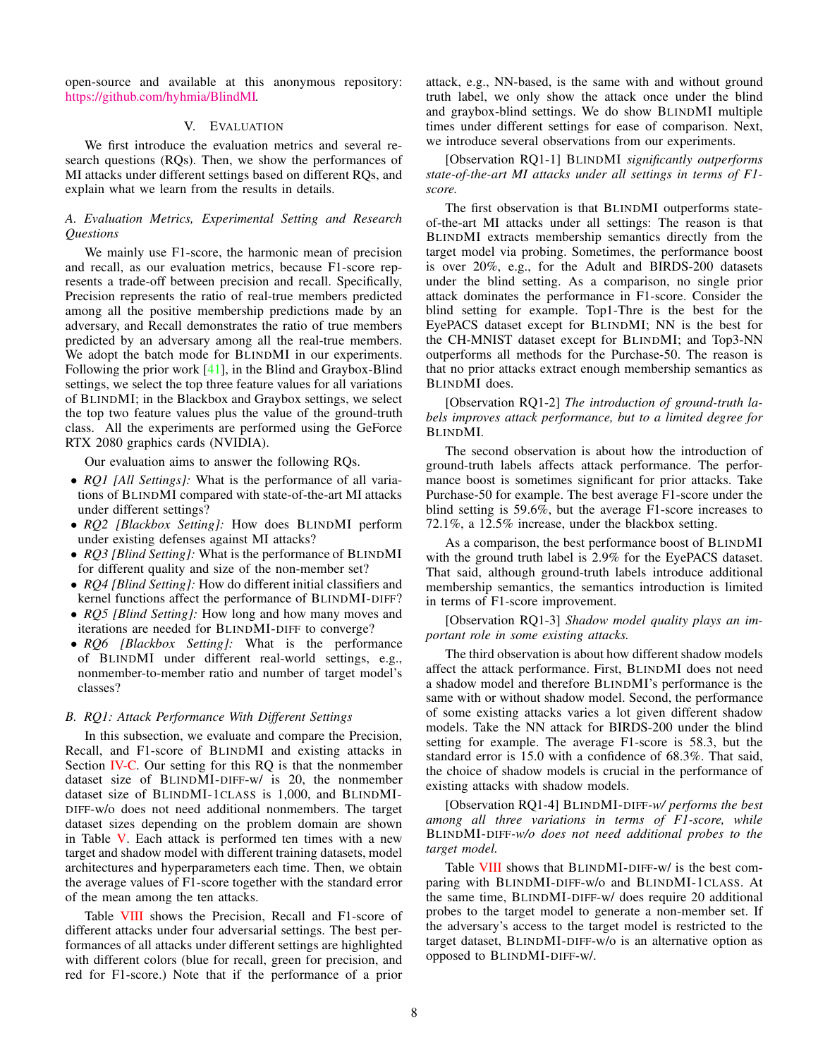open-source and available at this anonymous repository: https://github.com/hyhmia/BlindMI.

## V. Evaluation

We first introduce the evaluation metrics and several research questions (RQs). Then, we show the performances of MI attacks under different settings based on different RQs, and explain what we learn from the results in details.

### A. Evaluation Metrics, Experimental Setting and Research Questions

We mainly use F1-score, the harmonic mean of precision and recall, as our evaluation metrics, because F1-score represents a trade-off between precision and recall. Specifically, Precision represents the ratio of real-true members predicted among all the positive membership predictions made by an adversary, and Recall demonstrates the ratio of true members predicted by an adversary among all the real-true members. We adopt the batch mode for BlindMI in our experiments. Following the prior work [41], in the Blind and Graybox-Blind settings, we select the top three feature values for all variations of BlindMI; in the Blackbox and Graybox settings, we select the top two feature values plus the value of the ground-truth class. All the experiments are performed using the GeForce RTX 2080 graphics cards (NVIDIA).

Our evaluation aims to answer the following RQs.

- *RQ1 [All Settings]:* What is the performance of all variations of BlindMI compared with state-of-the-art MI attacks under different settings?
- *RQ2 [Blackbox Setting]:* How does BlindMI perform under existing defenses against MI attacks?
- *RQ3 [Blind Setting]:* What is the performance of BlindMI for different quality and size of the non-member set?
- *RQ4 [Blind Setting]:* How do different initial classifiers and kernel functions affect the performance of BlindMI-Diff?
- *RQ5 [Blind Setting]:* How long and how many moves and iterations are needed for BlindMI-Diff to converge?
- *RQ6 [Blackbox Setting]:* What is the performance of BlindMI under different real-world settings, e.g., nonmember-to-member ratio and number of target model's classes?

### B. RQ1: Attack Performance With Different Settings

In this subsection, we evaluate and compare the Precision, Recall, and F1-score of BlindMI and existing attacks in Section IV-C. Our setting for this RQ is that the nonmember dataset size of BlindMI-Diff-w/ is 20, the nonmember dataset size of BlindMI-1class is 1,000, and BlindMI-Diff-w/o does not need additional nonmembers. The target dataset sizes depending on the problem domain are shown in Table V. Each attack is performed ten times with a new target and shadow model with different training datasets, model architectures and hyperparameters each time. Then, we obtain the average values of F1-score together with the standard error of the mean among the ten attacks.

Table VIII shows the Precision, Recall and F1-score of different attacks under four adversarial settings. The best performances of all attacks under different settings are highlighted with different colors (blue for recall, green for precision, and red for F1-score.) Note that if the performance of a prior attack, e.g., NN-based, is the same with and without ground truth label, we only show the attack once under the blind and graybox-blind settings. We do show BlindMI multiple times under different settings for ease of comparison. Next, we introduce several observations from our experiments.

[Observation RQ1-1] BlindMI *significantly outperforms state-of-the-art MI attacks under all settings in terms of F1-score.*

The first observation is that BlindMI outperforms state-of-the-art MI attacks under all settings: The reason is that BlindMI extracts membership semantics directly from the target model via probing. Sometimes, the performance boost is over 20%, e.g., for the Adult and BIRDS-200 datasets under the blind setting. As a comparison, no single prior attack dominates the performance in F1-score. Consider the blind setting for example. Top1-Thre is the best for the EyePACS dataset except for BlindMI; NN is the best for the CH-MNIST dataset except for BlindMI; and Top3-NN outperforms all methods for the Purchase-50. The reason is that no prior attacks extract enough membership semantics as BlindMI does.

[Observation RQ1-2] *The introduction of ground-truth labels improves attack performance, but to a limited degree for* BlindMI.

The second observation is about how the introduction of ground-truth labels affects attack performance. The performance boost is sometimes significant for prior attacks. Take Purchase-50 for example. The best average F1-score under the blind setting is 59.6%, but the average F1-score increases to 72.1%, a 12.5% increase, under the blackbox setting.

As a comparison, the best performance boost of BlindMI with the ground truth label is 2.9% for the EyePACS dataset. That said, although ground-truth labels introduce additional membership semantics, the semantics introduction is limited in terms of F1-score improvement.

[Observation RQ1-3] *Shadow model quality plays an important role in some existing attacks.*

The third observation is about how different shadow models affect the attack performance. First, BlindMI does not need a shadow model and therefore BlindMI's performance is the same with or without shadow model. Second, the performance of some existing attacks varies a lot given different shadow models. Take the NN attack for BIRDS-200 under the blind setting for example. The average F1-score is 58.3, but the standard error is 15.0 with a confidence of 68.3%. That said, the choice of shadow models is crucial in the performance of existing attacks with shadow models.

[Observation RQ1-4] BlindMI-Diff-*w/ performs the best among all three variations in terms of F1-score, while* BlindMI-Diff-*w/o does not need additional probes to the target model.*

Table VIII shows that BlindMI-Diff-w/ is the best comparing with BlindMI-Diff-w/o and BlindMI-1class. At the same time, BlindMI-Diff-w/ does require 20 additional probes to the target model to generate a non-member set. If the adversary's access to the target model is restricted to the target dataset, BlindMI-Diff-w/o is an alternative option as opposed to BlindMI-Diff-w/.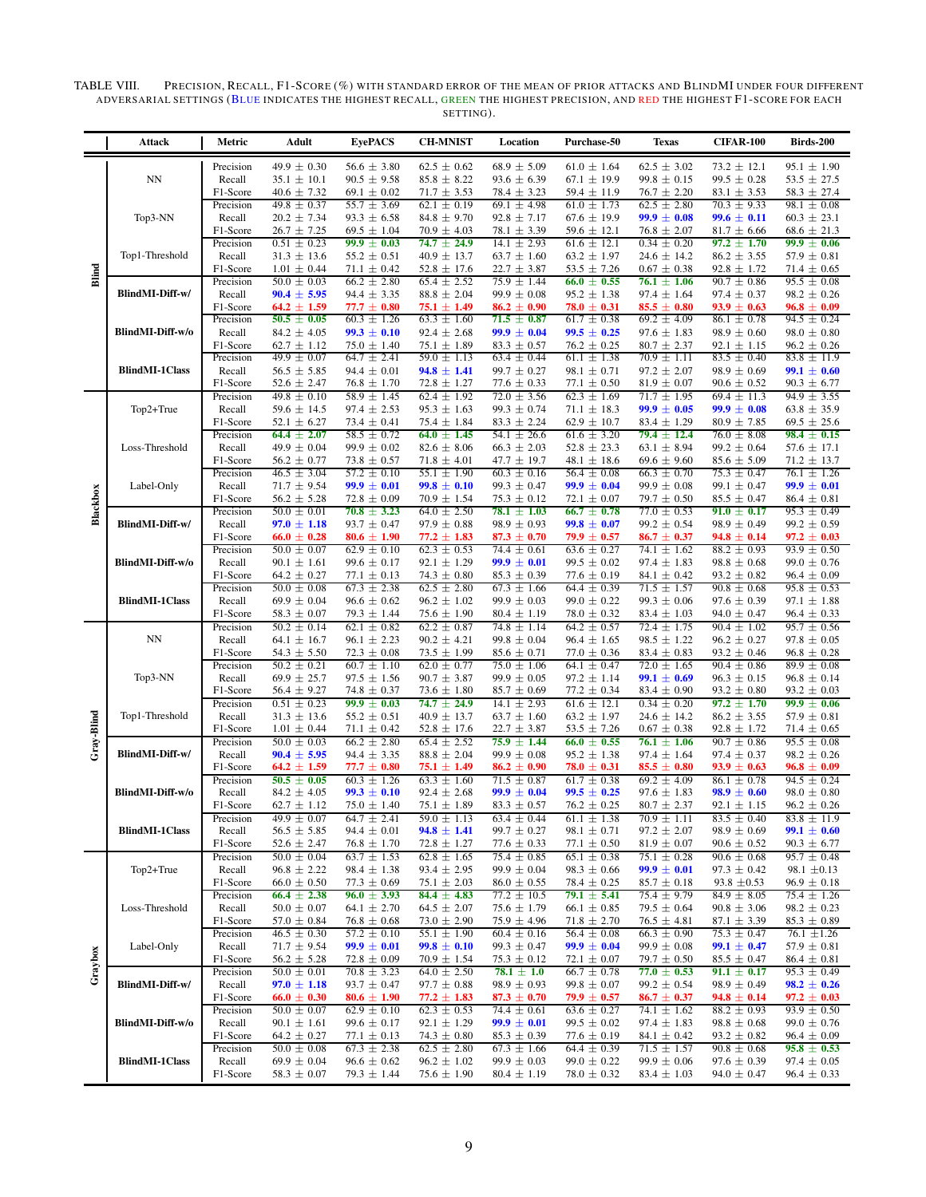TABLE VIII. PRECISION, RECALL, F1-SCORE (%) WITH STANDARD ERROR OF THE MEAN OF PRIOR ATTACKS AND BLINDMI UNDER FOUR DIFFERENT ADVERSARIAL SETTINGS (BLUE INDICATES THE HIGHEST RECALL, GREEN THE HIGHEST PRECISION, AND RED THE HIGHEST F1-SCORE FOR EACH SETTING).

| | Attack | Metric | Adult | EyePACS | CH-MNIST | Location | Purchase-50 | Texas | CIFAR-100 | Birds-200 |
|---|---|---|---|---|---|---|---|---|---|---|
| Blind | NN | Precision | 49.9 ± 0.30 | 56.6 ± 3.80 | 62.5 ± 0.62 | 68.9 ± 5.09 | 61.0 ± 1.64 | 62.5 ± 3.02 | 73.2 ± 12.1 | 95.1 ± 1.90 |
| | | Recall | 35.1 ± 10.1 | 90.5 ± 9.58 | 85.8 ± 8.22 | 93.6 ± 6.39 | 67.1 ± 19.9 | 99.8 ± 0.15 | 99.5 ± 0.28 | 53.5 ± 27.5 |
| | | F1-Score | 40.6 ± 7.32 | 69.1 ± 0.02 | 71.7 ± 3.53 | 78.4 ± 3.23 | 59.4 ± 11.9 | 76.7 ± 2.20 | 83.1 ± 3.53 | 58.3 ± 27.4 |
| | Top3-NN | Precision | 49.8 ± 0.37 | 55.7 ± 3.69 | 62.1 ± 0.19 | 69.1 ± 4.98 | 61.0 ± 1.73 | 62.5 ± 2.80 | 70.3 ± 9.33 | 98.1 ± 0.08 |
| | | Recall | 20.2 ± 7.34 | 93.3 ± 6.58 | 84.8 ± 9.70 | 92.8 ± 7.17 | 67.6 ± 19.9 | **99.9 ± 0.08** | **99.6 ± 0.11** | 60.3 ± 23.1 |
| | | F1-Score | 26.7 ± 7.25 | 69.5 ± 1.04 | 70.9 ± 4.03 | 78.1 ± 3.39 | 59.6 ± 12.1 | 76.8 ± 2.07 | 81.7 ± 6.66 | 68.6 ± 21.3 |
| | Top1-Threshold | Precision | 0.51 ± 0.23 | **99.9 ± 0.03** | **74.7 ± 24.9** | 14.1 ± 2.93 | 61.6 ± 12.1 | 0.34 ± 0.20 | **97.2 ± 1.70** | **99.9 ± 0.06** |
| | | Recall | 31.3 ± 13.6 | 55.2 ± 0.51 | 40.9 ± 13.7 | 63.7 ± 1.60 | 63.2 ± 1.97 | 24.6 ± 14.2 | 86.2 ± 3.55 | 57.9 ± 0.81 |
| | | F1-Score | 1.01 ± 0.44 | 71.1 ± 0.42 | 52.8 ± 17.6 | 22.7 ± 3.87 | 53.5 ± 7.26 | 0.67 ± 0.38 | 92.8 ± 1.72 | 71.4 ± 0.65 |
| | **BlindMI-Diff-w/** | Precision | 50.0 ± 0.03 | 66.2 ± 2.80 | 65.4 ± 2.52 | 75.9 ± 1.44 | **66.0 ± 0.55** | **76.1 ± 1.06** | 90.7 ± 0.86 | 95.5 ± 0.08 |
| | | Recall | **90.4 ± 5.95** | 94.4 ± 3.35 | 88.8 ± 2.04 | 99.9 ± 0.08 | 95.2 ± 1.38 | 97.4 ± 1.64 | 97.4 ± 0.37 | 98.2 ± 0.26 |
| | | F1-Score | **64.2 ± 1.59** | **77.7 ± 0.80** | **75.1 ± 1.49** | **86.2 ± 0.90** | **78.0 ± 0.31** | **85.5 ± 0.80** | **93.9 ± 0.63** | **96.8 ± 0.09** |
| | **BlindMI-Diff-w/o** | Precision | **50.5 ± 0.05** | 60.3 ± 1.26 | 63.3 ± 1.60 | **71.5 ± 0.87** | 61.7 ± 0.38 | 69.2 ± 4.09 | 86.1 ± 0.78 | 94.5 ± 0.24 |
| | | Recall | 84.2 ± 4.05 | **99.3 ± 0.10** | 92.4 ± 2.68 | **99.9 ± 0.04** | **99.5 ± 0.25** | 97.6 ± 1.83 | 98.9 ± 0.60 | 98.0 ± 0.80 |
| | | F1-Score | 62.7 ± 1.12 | 75.0 ± 1.40 | 75.1 ± 1.89 | 83.3 ± 0.57 | 76.2 ± 0.25 | 80.7 ± 2.37 | 92.1 ± 1.15 | 96.2 ± 0.26 |
| | **BlindMI-1Class** | Precision | 49.9 ± 0.07 | 64.7 ± 2.41 | 59.0 ± 1.13 | 63.4 ± 0.44 | 61.1 ± 1.38 | 70.9 ± 1.11 | 83.5 ± 0.40 | 83.8 ± 11.9 |
| | | Recall | 56.5 ± 5.85 | 94.4 ± 0.01 | **94.8 ± 1.41** | 99.7 ± 0.27 | 98.1 ± 0.71 | 97.2 ± 2.07 | 98.9 ± 0.69 | **99.1 ± 0.60** |
| | | F1-Score | 52.6 ± 2.47 | 76.8 ± 1.70 | 72.8 ± 1.27 | 77.6 ± 0.33 | 77.1 ± 0.50 | 81.9 ± 0.07 | 90.6 ± 0.52 | 90.3 ± 6.77 |
| Blackbox | Top2+True | Precision | 49.8 ± 0.10 | 58.9 ± 1.45 | 62.4 ± 1.92 | 72.0 ± 3.56 | 62.3 ± 1.69 | 71.7 ± 1.95 | 69.4 ± 11.3 | 94.9 ± 3.55 |
| | | Recall | 59.6 ± 14.5 | 97.4 ± 2.53 | 95.3 ± 1.63 | 99.3 ± 0.74 | 71.1 ± 18.3 | **99.9 ± 0.05** | **99.9 ± 0.08** | 63.8 ± 35.9 |
| | | F1-Score | 52.1 ± 6.27 | 73.4 ± 0.41 | 75.4 ± 1.84 | 83.3 ± 2.24 | 62.9 ± 10.7 | 83.4 ± 1.29 | 80.9 ± 7.85 | 69.5 ± 25.6 |
| | Loss-Threshold | Precision | **64.4 ± 2.07** | 58.5 ± 0.72 | **64.0 ± 1.45** | 54.1 ± 26.6 | 61.6 ± 3.20 | **79.4 ± 12.4** | 76.0 ± 8.08 | **98.4 ± 0.15** |
| | | Recall | 49.9 ± 0.04 | 99.9 ± 0.02 | 82.6 ± 8.06 | 66.3 ± 2.03 | 52.8 ± 23.3 | 63.1 ± 8.94 | 99.2 ± 0.64 | 57.6 ± 17.1 |
| | | F1-Score | 56.2 ± 0.77 | 73.8 ± 0.57 | 71.8 ± 4.01 | 47.7 ± 19.7 | 48.1 ± 18.6 | 69.6 ± 9.60 | 85.6 ± 5.09 | 71.2 ± 13.7 |
| | Label-Only | Precision | 46.5 ± 3.04 | 57.2 ± 0.10 | 55.1 ± 1.90 | 60.3 ± 0.16 | 56.4 ± 0.08 | 66.3 ± 0.70 | 75.3 ± 0.47 | 76.1 ± 1.26 |
| | | Recall | 71.7 ± 9.54 | **99.9 ± 0.01** | **99.8 ± 0.10** | 99.3 ± 0.47 | **99.9 ± 0.04** | 99.9 ± 0.08 | 99.1 ± 0.47 | **99.9 ± 0.01** |
| | | F1-Score | 56.2 ± 5.28 | 72.8 ± 0.09 | 70.9 ± 1.54 | 75.3 ± 0.12 | 72.1 ± 0.07 | 79.7 ± 0.50 | 85.5 ± 0.47 | 86.4 ± 0.81 |
| | **BlindMI-Diff-w/** | Precision | 50.0 ± 0.01 | **70.8 ± 3.23** | 64.0 ± 2.50 | **78.1 ± 1.03** | **66.7 ± 0.78** | 77.0 ± 0.53 | **91.0 ± 0.17** | 95.3 ± 0.49 |
| | | Recall | **97.0 ± 1.18** | 93.7 ± 0.47 | 97.9 ± 0.88 | 98.9 ± 0.93 | **99.8 ± 0.07** | 99.2 ± 0.54 | 98.9 ± 0.49 | 99.2 ± 0.59 |
| | | F1-Score | **66.0 ± 0.28** | **80.6 ± 1.90** | **77.2 ± 1.83** | **87.3 ± 0.70** | **79.9 ± 0.57** | **86.7 ± 0.37** | **94.8 ± 0.14** | **97.2 ± 0.03** |
| | **BlindMI-Diff-w/o** | Precision | 50.0 ± 0.07 | 62.9 ± 0.10 | 62.3 ± 0.53 | 74.4 ± 0.61 | 63.6 ± 0.27 | 74.1 ± 1.62 | 88.2 ± 0.93 | 93.9 ± 0.50 |
| | | Recall | 90.1 ± 1.61 | 99.6 ± 0.17 | 92.1 ± 1.29 | **99.9 ± 0.01** | 99.5 ± 0.02 | 97.4 ± 1.83 | 98.8 ± 0.68 | 99.0 ± 0.76 |
| | | F1-Score | 64.2 ± 0.27 | 77.1 ± 0.13 | 74.3 ± 0.80 | 85.3 ± 0.39 | 77.6 ± 0.19 | 84.1 ± 0.42 | 93.2 ± 0.82 | 96.4 ± 0.09 |
| | **BlindMI-1Class** | Precision | 50.0 ± 0.08 | 67.3 ± 2.38 | 62.5 ± 2.80 | 67.3 ± 1.66 | 64.4 ± 0.39 | 71.5 ± 1.57 | 90.8 ± 0.68 | 95.8 ± 0.53 |
| | | Recall | 69.9 ± 0.04 | 96.6 ± 0.62 | 96.2 ± 1.02 | 99.9 ± 0.03 | 99.0 ± 0.22 | 99.3 ± 0.06 | 97.6 ± 0.39 | 97.1 ± 1.88 |
| | | F1-Score | 58.3 ± 0.07 | 79.3 ± 1.44 | 75.6 ± 1.90 | 80.4 ± 1.19 | 78.0 ± 0.32 | 83.4 ± 1.03 | 94.0 ± 0.47 | 96.4 ± 0.33 |
| Gray-Blind | NN | Precision | 50.2 ± 0.14 | 62.1 ± 0.82 | 62.2 ± 0.87 | 74.8 ± 1.14 | 64.2 ± 0.57 | 72.4 ± 1.75 | 90.4 ± 1.02 | 95.7 ± 0.56 |
| | | Recall | 64.1 ± 16.7 | 96.1 ± 2.23 | 90.2 ± 4.21 | 99.8 ± 0.04 | 96.4 ± 1.65 | 98.5 ± 1.22 | 96.2 ± 0.27 | 97.8 ± 0.05 |
| | | F1-Score | 54.3 ± 5.50 | 72.3 ± 0.08 | 73.5 ± 1.99 | 85.6 ± 0.71 | 77.0 ± 0.36 | 83.4 ± 0.83 | 93.2 ± 0.46 | 96.8 ± 0.28 |
| | Top3-NN | Precision | 50.2 ± 0.21 | 60.7 ± 1.10 | 62.0 ± 0.77 | 75.0 ± 1.06 | 64.1 ± 0.47 | 72.0 ± 1.65 | 90.4 ± 0.86 | 89.9 ± 0.08 |
| | | Recall | 69.9 ± 25.7 | 97.5 ± 1.56 | 90.7 ± 3.87 | 99.9 ± 0.05 | 97.2 ± 1.14 | **99.1 ± 0.69** | 96.3 ± 0.15 | 96.8 ± 0.14 |
| | | F1-Score | 56.4 ± 9.27 | 74.8 ± 0.37 | 73.6 ± 1.80 | 85.7 ± 0.69 | 77.2 ± 0.34 | 83.4 ± 0.90 | 93.2 ± 0.80 | 93.2 ± 0.03 |
| | Top1-Threshold | Precision | 0.51 ± 0.23 | **99.9 ± 0.03** | **74.7 ± 24.9** | 14.1 ± 2.93 | 61.6 ± 12.1 | 0.34 ± 0.20 | **97.2 ± 1.70** | **99.9 ± 0.06** |
| | | Recall | 31.3 ± 13.6 | 55.2 ± 0.51 | 40.9 ± 13.7 | 63.7 ± 1.60 | 63.2 ± 1.97 | 24.6 ± 14.2 | 86.2 ± 3.55 | 57.9 ± 0.81 |
| | | F1-Score | 1.01 ± 0.44 | 71.1 ± 0.42 | 52.8 ± 17.6 | 22.7 ± 3.87 | 53.5 ± 7.26 | 0.67 ± 0.38 | 92.8 ± 1.72 | 71.4 ± 0.65 |
| | **BlindMI-Diff-w/** | Precision | 50.0 ± 0.03 | 66.2 ± 2.80 | 65.4 ± 2.52 | **75.9 ± 1.44** | **66.0 ± 0.55** | **76.1 ± 1.06** | 90.7 ± 0.86 | 95.5 ± 0.08 |
| | | Recall | **90.4 ± 5.95** | 94.4 ± 3.35 | 88.8 ± 2.04 | 99.9 ± 0.08 | 95.2 ± 1.38 | 97.4 ± 1.64 | 97.4 ± 0.37 | 98.2 ± 0.26 |
| | | F1-Score | **64.2 ± 1.59** | **77.7 ± 0.80** | **75.1 ± 1.49** | **86.2 ± 0.90** | **78.0 ± 0.31** | **85.5 ± 0.80** | **93.9 ± 0.63** | **96.8 ± 0.09** |
| | **BlindMI-Diff-w/o** | Precision | **50.5 ± 0.05** | 60.3 ± 1.26 | 63.3 ± 1.60 | 71.5 ± 0.87 | 61.7 ± 0.38 | 69.2 ± 4.09 | 86.1 ± 0.78 | 94.5 ± 0.24 |
| | | Recall | 84.2 ± 4.05 | **99.3 ± 0.10** | 92.4 ± 2.68 | **99.9 ± 0.04** | **99.5 ± 0.25** | 97.6 ± 1.83 | **98.9 ± 0.60** | 98.0 ± 0.80 |
| | | F1-Score | 62.7 ± 1.12 | 75.0 ± 1.40 | 75.1 ± 1.89 | 83.3 ± 0.57 | 76.2 ± 0.25 | 80.7 ± 2.37 | 92.1 ± 1.15 | 96.2 ± 0.26 |
| | **BlindMI-1Class** | Precision | 49.9 ± 0.07 | 64.7 ± 2.41 | 59.0 ± 1.13 | 63.4 ± 0.44 | 61.1 ± 1.38 | 70.9 ± 1.11 | 83.5 ± 0.40 | 83.8 ± 11.9 |
| | | Recall | 56.5 ± 5.85 | 94.4 ± 0.01 | **94.8 ± 1.41** | 99.7 ± 0.27 | 98.1 ± 0.71 | 97.2 ± 2.07 | 98.9 ± 0.69 | **99.1 ± 0.60** |
| | | F1-Score | 52.6 ± 2.47 | 76.8 ± 1.70 | 72.8 ± 1.27 | 77.6 ± 0.33 | 77.1 ± 0.50 | 81.9 ± 0.07 | 90.6 ± 0.52 | 90.3 ± 6.77 |
| Graybox | Top2+True | Precision | 50.0 ± 0.04 | 63.7 ± 1.53 | 62.8 ± 1.65 | 75.4 ± 0.85 | 65.1 ± 0.38 | 75.1 ± 0.28 | 90.6 ± 0.68 | 95.7 ± 0.48 |
| | | Recall | 96.8 ± 2.22 | 98.4 ± 1.38 | 93.4 ± 2.95 | 99.9 ± 0.04 | 98.3 ± 0.66 | **99.9 ± 0.01** | 97.3 ± 0.42 | 98.1 ±0.13 |
| | | F1-Score | 66.0 ± 0.50 | 77.3 ± 0.69 | 75.1 ± 2.03 | 86.0 ± 0.55 | 78.4 ± 0.25 | 85.7 ± 0.18 | 93.8 ±0.53 | 96.9 ± 0.18 |
| | Loss-Threshold | Precision | **66.4 ± 2.38** | **96.0 ± 3.93** | **84.4 ± 4.83** | 77.2 ± 10.5 | **79.1 ± 5.41** | 75.4 ± 9.79 | 84.9 ± 8.05 | 75.4 ± 1.26 |
| | | Recall | 50.0 ± 0.07 | 64.1 ± 2.70 | 64.5 ± 2.07 | 75.6 ± 1.79 | 66.1 ± 0.85 | 79.5 ± 0.64 | 90.8 ± 3.06 | 98.2 ± 0.23 |
| | | F1-Score | 57.0 ± 0.84 | 76.8 ± 0.68 | 73.0 ± 2.90 | 75.9 ± 4.96 | 71.8 ± 2.70 | 76.5 ± 4.81 | 87.1 ± 3.39 | 85.3 ± 0.89 |
| | Label-Only | Precision | 46.5 ± 0.30 | 57.2 ± 0.10 | 55.1 ± 1.90 | 60.4 ± 0.16 | 56.4 ± 0.08 | 66.3 ± 0.90 | 75.3 ± 0.47 | 76.1 ±1.26 |
| | | Recall | 71.7 ± 9.54 | **99.9 ± 0.01** | **99.8 ± 0.10** | 99.3 ± 0.47 | **99.9 ± 0.04** | 99.9 ± 0.08 | **99.1 ± 0.47** | 57.9 ± 0.81 |
| | | F1-Score | 56.2 ± 5.28 | 72.8 ± 0.09 | 70.9 ± 1.54 | 75.3 ± 0.12 | 72.1 ± 0.07 | 79.7 ± 0.50 | 85.5 ± 0.47 | 86.4 ± 0.81 |
| | **BlindMI-Diff-w/** | Precision | 50.0 ± 0.01 | 70.8 ± 3.23 | 64.0 ± 2.50 | **78.1 ± 1.0** | 66.7 ± 0.78 | **77.0 ± 0.53** | **91.1 ± 0.17** | 95.3 ± 0.49 |
| | | Recall | **97.0 ± 1.18** | 93.7 ± 0.47 | 97.7 ± 0.88 | 98.9 ± 0.93 | 99.8 ± 0.07 | 99.2 ± 0.54 | 98.9 ± 0.49 | **98.2 ± 0.26** |
| | | F1-Score | **66.0 ± 0.30** | **80.6 ± 1.90** | **77.2 ± 1.83** | **87.3 ± 0.70** | **79.9 ± 0.57** | **86.7 ± 0.37** | **94.8 ± 0.14** | **97.2 ± 0.03** |
| | **BlindMI-Diff-w/o** | Precision | 50.0 ± 0.07 | 62.9 ± 0.10 | 62.3 ± 0.53 | 74.4 ± 0.61 | 63.6 ± 0.27 | 74.1 ± 1.62 | 88.2 ± 0.93 | 93.9 ± 0.50 |
| | | Recall | 90.1 ± 1.61 | 99.6 ± 0.17 | 92.1 ± 1.29 | **99.9 ± 0.01** | 99.5 ± 0.02 | 97.4 ± 1.83 | 98.8 ± 0.68 | 99.0 ± 0.76 |
| | | F1-Score | 64.2 ± 0.27 | 77.1 ± 0.13 | 74.3 ± 0.80 | 85.3 ± 0.39 | 77.6 ± 0.19 | 84.1 ± 0.42 | 93.2 ± 0.82 | 96.4 ± 0.09 |
| | **BlindMI-1Class** | Precision | 50.0 ± 0.08 | 67.3 ± 2.38 | 62.5 ± 2.80 | 67.3 ± 1.66 | 64.4 ± 0.39 | 71.5 ± 1.57 | 90.8 ± 0.68 | **95.8 ± 0.53** |
| | | Recall | 69.9 ± 0.04 | 96.6 ± 0.62 | 96.2 ± 1.02 | 99.9 ± 0.03 | 99.0 ± 0.22 | 99.9 ± 0.06 | 97.6 ± 0.39 | 97.4 ± 0.05 |
| | | F1-Score | 58.3 ± 0.07 | 79.3 ± 1.44 | 75.6 ± 1.90 | 80.4 ± 1.19 | 78.0 ± 0.32 | 83.4 ± 1.03 | 94.0 ± 0.47 | 96.4 ± 0.33 |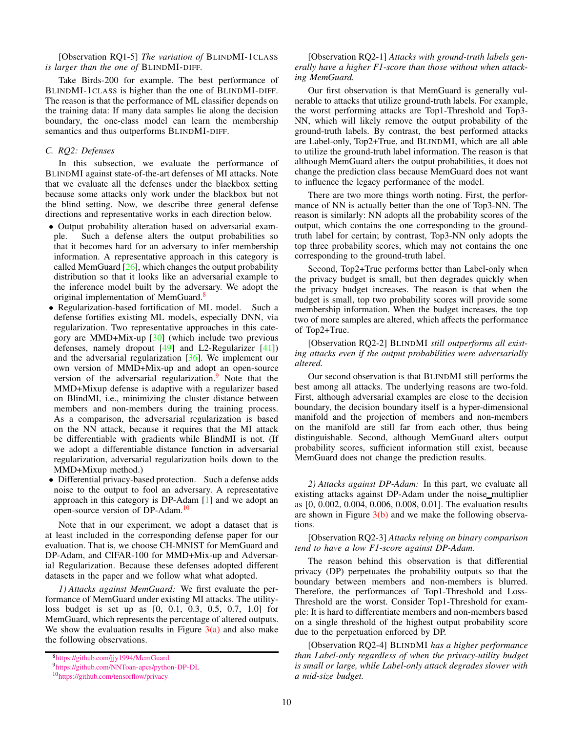[Observation RQ1-5] *The variation of* BLINDMI-1CLASS *is larger than the one of* BLINDMI-DIFF.

Take Birds-200 for example. The best performance of BLINDMI-1CLASS is higher than the one of BLINDMI-DIFF. The reason is that the performance of ML classifier depends on the training data: If many data samples lie along the decision boundary, the one-class model can learn the membership semantics and thus outperforms BLINDMI-DIFF.

### C. RQ2: Defenses

In this subsection, we evaluate the performance of BLINDMI against state-of-the-art defenses of MI attacks. Note that we evaluate all the defenses under the blackbox setting because some attacks only work under the blackbox but not the blind setting. Now, we describe three general defense directions and representative works in each direction below.

- Output probability alteration based on adversarial example. Such a defense alters the output probabilities so that it becomes hard for an adversary to infer membership information. A representative approach in this category is called MemGuard [26], which changes the output probability distribution so that it looks like an adversarial example to the inference model built by the adversary. We adopt the original implementation of MemGuard.[8]
- Regularization-based fortification of ML model. Such a defense fortifies existing ML models, especially DNN, via regularization. Two representative approaches in this category are MMD+Mix-up [30] (which include two previous defenses, namely dropout [49] and L2-Regularizer [41]) and the adversarial regularization [36]. We implement our own version of MMD+Mix-up and adopt an open-source version of the adversarial regularization.[9] Note that the MMD+Mixup defense is adaptive with a regularizer based on BlindMI, i.e., minimizing the cluster distance between members and non-members during the training process. As a comparison, the adversarial regularization is based on the NN attack, because it requires that the MI attack be differentiable with gradients while BlindMI is not. (If we adopt a differentiable distance function in adversarial regularization, adversarial regularization boils down to the MMD+Mixup method.)
- Differential privacy-based protection. Such a defense adds noise to the output to fool an adversary. A representative approach in this category is DP-Adam [1] and we adopt an open-source version of DP-Adam.[10]

Note that in our experiment, we adopt a dataset that is at least included in the corresponding defense paper for our evaluation. That is, we choose CH-MNIST for MemGuard and DP-Adam, and CIFAR-100 for MMD+Mix-up and Adversarial Regularization. Because these defenses adopted different datasets in the paper and we follow what what adopted.

*1) Attacks against MemGuard:* We first evaluate the performance of MemGuard under existing MI attacks. The utility-loss budget is set up as [0, 0.1, 0.3, 0.5, 0.7, 1.0] for MemGuard, which represents the percentage of altered outputs. We show the evaluation results in Figure 3(a) and also make the following observations.

[Observation RQ2-1] *Attacks with ground-truth labels generally have a higher F1-score than those without when attacking MemGuard.*

Our first observation is that MemGuard is generally vulnerable to attacks that utilize ground-truth labels. For example, the worst performing attacks are Top1-Threshold and Top3-NN, which will likely remove the output probability of the ground-truth labels. By contrast, the best performed attacks are Label-only, Top2+True, and BLINDMI, which are all able to utilize the ground-truth label information. The reason is that although MemGuard alters the output probabilities, it does not change the prediction class because MemGuard does not want to influence the legacy performance of the model.

There are two more things worth noting. First, the performance of NN is actually better than the one of Top3-NN. The reason is similarly: NN adopts all the probability scores of the output, which contains the one corresponding to the ground-truth label for certain; by contrast, Top3-NN only adopts the top three probability scores, which may not contains the one corresponding to the ground-truth label.

Second, Top2+True performs better than Label-only when the privacy budget is small, but then degrades quickly when the privacy budget increases. The reason is that when the budget is small, top two probability scores will provide some membership information. When the budget increases, the top two of more samples are altered, which affects the performance of Top2+True.

[Observation RQ2-2] BLINDMI *still outperforms all existing attacks even if the output probabilities were adversarially altered.*

Our second observation is that BLINDMI still performs the best among all attacks. The underlying reasons are two-fold. First, although adversarial examples are close to the decision boundary, the decision boundary itself is a hyper-dimensional manifold and the projection of members and non-members on the manifold are still far from each other, thus being distinguishable. Second, although MemGuard alters output probability scores, sufficient information still exist, because MemGuard does not change the prediction results.

*2) Attacks against DP-Adam:* In this part, we evaluate all existing attacks against DP-Adam under the noise_multiplier as [0, 0.002, 0.004, 0.006, 0.008, 0.01]. The evaluation results are shown in Figure 3(b) and we make the following observations.

[Observation RQ2-3] *Attacks relying on binary comparison tend to have a low F1-score against DP-Adam.*

The reason behind this observation is that differential privacy (DP) perpetuates the probability outputs so that the boundary between members and non-members is blurred. Therefore, the performances of Top1-Threshold and Loss-Threshold are the worst. Consider Top1-Threshold for example: It is hard to differentiate members and non-members based on a single threshold of the highest output probability score due to the perpetuation enforced by DP.

[Observation RQ2-4] BLINDMI *has a higher performance than Label-only regardless of when the privacy-utility budget is small or large, while Label-only attack degrades slower with a mid-size budget.*

[8] https://github.com/jjy1994/MemGuard

[9] https://github.com/NNToan-apcs/python-DP-DL

[10] https://github.com/tensorflow/privacy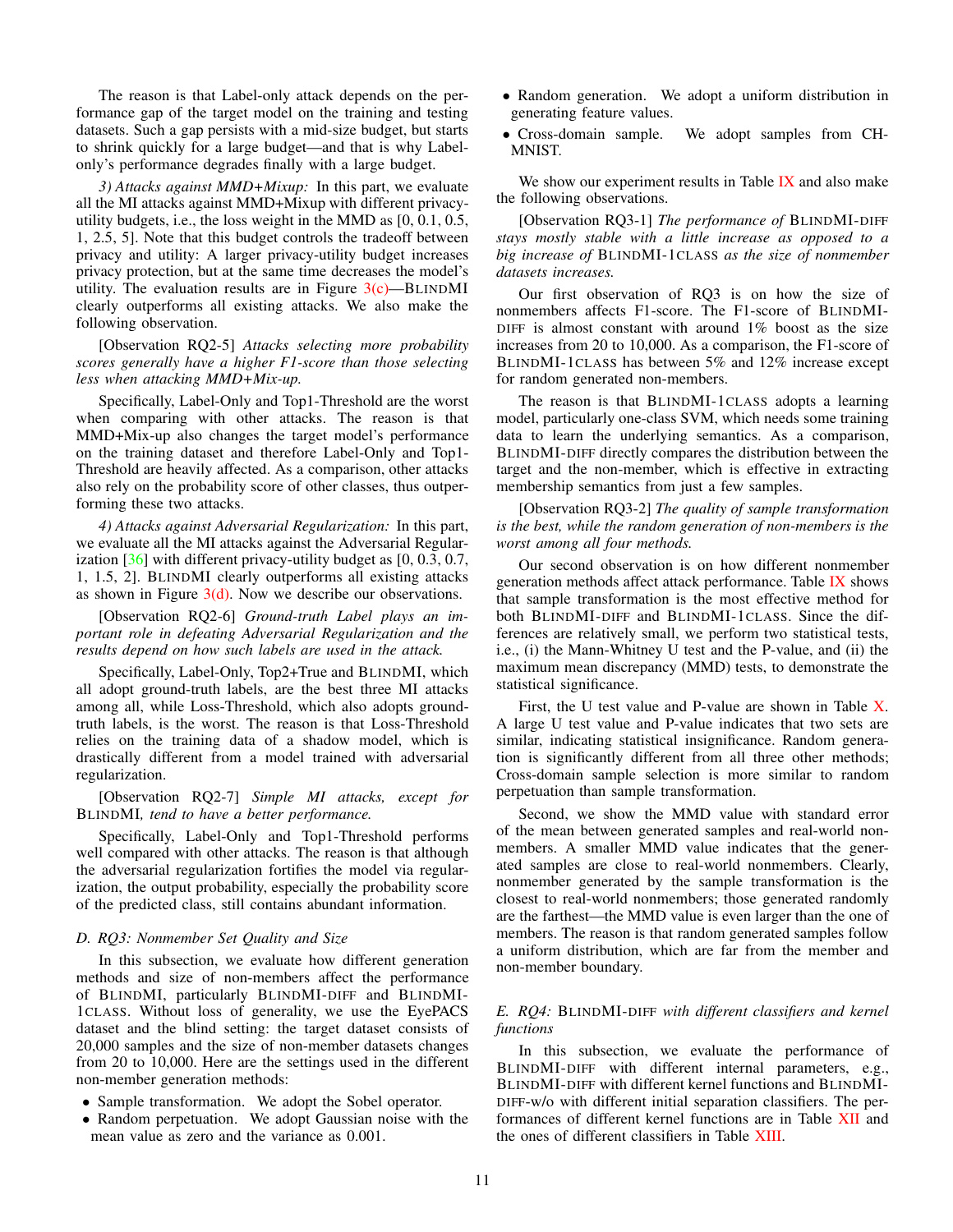The reason is that Label-only attack depends on the performance gap of the target model on the training and testing datasets. Such a gap persists with a mid-size budget, but starts to shrink quickly for a large budget—and that is why Label-only's performance degrades finally with a large budget.

*3) Attacks against MMD+Mixup:* In this part, we evaluate all the MI attacks against MMD+Mixup with different privacy-utility budgets, i.e., the loss weight in the MMD as [0, 0.1, 0.5, 1, 2.5, 5]. Note that this budget controls the tradeoff between privacy and utility: A larger privacy-utility budget increases privacy protection, but at the same time decreases the model's utility. The evaluation results are in Figure 3(c)—BLINDMI clearly outperforms all existing attacks. We also make the following observation.

[Observation RQ2-5] *Attacks selecting more probability scores generally have a higher F1-score than those selecting less when attacking MMD+Mix-up.*

Specifically, Label-Only and Top1-Threshold are the worst when comparing with other attacks. The reason is that MMD+Mix-up also changes the target model's performance on the training dataset and therefore Label-Only and Top1-Threshold are heavily affected. As a comparison, other attacks also rely on the probability score of other classes, thus outperforming these two attacks.

*4) Attacks against Adversarial Regularization:* In this part, we evaluate all the MI attacks against the Adversarial Regularization [36] with different privacy-utility budget as [0, 0.3, 0.7, 1, 1.5, 2]. BLINDMI clearly outperforms all existing attacks as shown in Figure 3(d). Now we describe our observations.

[Observation RQ2-6] *Ground-truth Label plays an important role in defeating Adversarial Regularization and the results depend on how such labels are used in the attack.*

Specifically, Label-Only, Top2+True and BLINDMI, which all adopt ground-truth labels, are the best three MI attacks among all, while Loss-Threshold, which also adopts ground-truth labels, is the worst. The reason is that Loss-Threshold relies on the training data of a shadow model, which is drastically different from a model trained with adversarial regularization.

[Observation RQ2-7] *Simple MI attacks, except for* BLINDMI*, tend to have a better performance.*

Specifically, Label-Only and Top1-Threshold performs well compared with other attacks. The reason is that although the adversarial regularization fortifies the model via regularization, the output probability, especially the probability score of the predicted class, still contains abundant information.

### D. RQ3: Nonmember Set Quality and Size

In this subsection, we evaluate how different generation methods and size of non-members affect the performance of BLINDMI, particularly BLINDMI-DIFF and BLINDMI-1CLASS. Without loss of generality, we use the EyePACS dataset and the blind setting: the target dataset consists of 20,000 samples and the size of non-member datasets changes from 20 to 10,000. Here are the settings used in the different non-member generation methods:

- Sample transformation. We adopt the Sobel operator.
- Random perpetuation. We adopt Gaussian noise with the mean value as zero and the variance as 0.001.
- Random generation. We adopt a uniform distribution in generating feature values.
- Cross-domain sample. We adopt samples from CH-MNIST.

We show our experiment results in Table IX and also make the following observations.

[Observation RQ3-1] *The performance of* BLINDMI-DIFF *stays mostly stable with a little increase as opposed to a big increase of* BLINDMI-1CLASS *as the size of nonmember datasets increases.*

Our first observation of RQ3 is on how the size of nonmembers affects F1-score. The F1-score of BLINDMI-DIFF is almost constant with around 1% boost as the size increases from 20 to 10,000. As a comparison, the F1-score of BLINDMI-1CLASS has between 5% and 12% increase except for random generated non-members.

The reason is that BLINDMI-1CLASS adopts a learning model, particularly one-class SVM, which needs some training data to learn the underlying semantics. As a comparison, BLINDMI-DIFF directly compares the distribution between the target and the non-member, which is effective in extracting membership semantics from just a few samples.

[Observation RQ3-2] *The quality of sample transformation is the best, while the random generation of non-members is the worst among all four methods.*

Our second observation is on how different nonmember generation methods affect attack performance. Table IX shows that sample transformation is the most effective method for both BLINDMI-DIFF and BLINDMI-1CLASS. Since the differences are relatively small, we perform two statistical tests, i.e., (i) the Mann-Whitney U test and the P-value, and (ii) the maximum mean discrepancy (MMD) tests, to demonstrate the statistical significance.

First, the U test value and P-value are shown in Table X. A large U test value and P-value indicates that two sets are similar, indicating statistical insignificance. Random generation is significantly different from all three other methods; Cross-domain sample selection is more similar to random perpetuation than sample transformation.

Second, we show the MMD value with standard error of the mean between generated samples and real-world nonmembers. A smaller MMD value indicates that the generated samples are close to real-world nonmembers. Clearly, nonmember generated by the sample transformation is the closest to real-world nonmembers; those generated randomly are the farthest—the MMD value is even larger than the one of members. The reason is that random generated samples follow a uniform distribution, which are far from the member and non-member boundary.

### E. RQ4: BLINDMI-DIFF with different classifiers and kernel functions

In this subsection, we evaluate the performance of BLINDMI-DIFF with different internal parameters, e.g., BLINDMI-DIFF with different kernel functions and BLINDMI-DIFF-w/o with different initial separation classifiers. The performances of different kernel functions are in Table XII and the ones of different classifiers in Table XIII.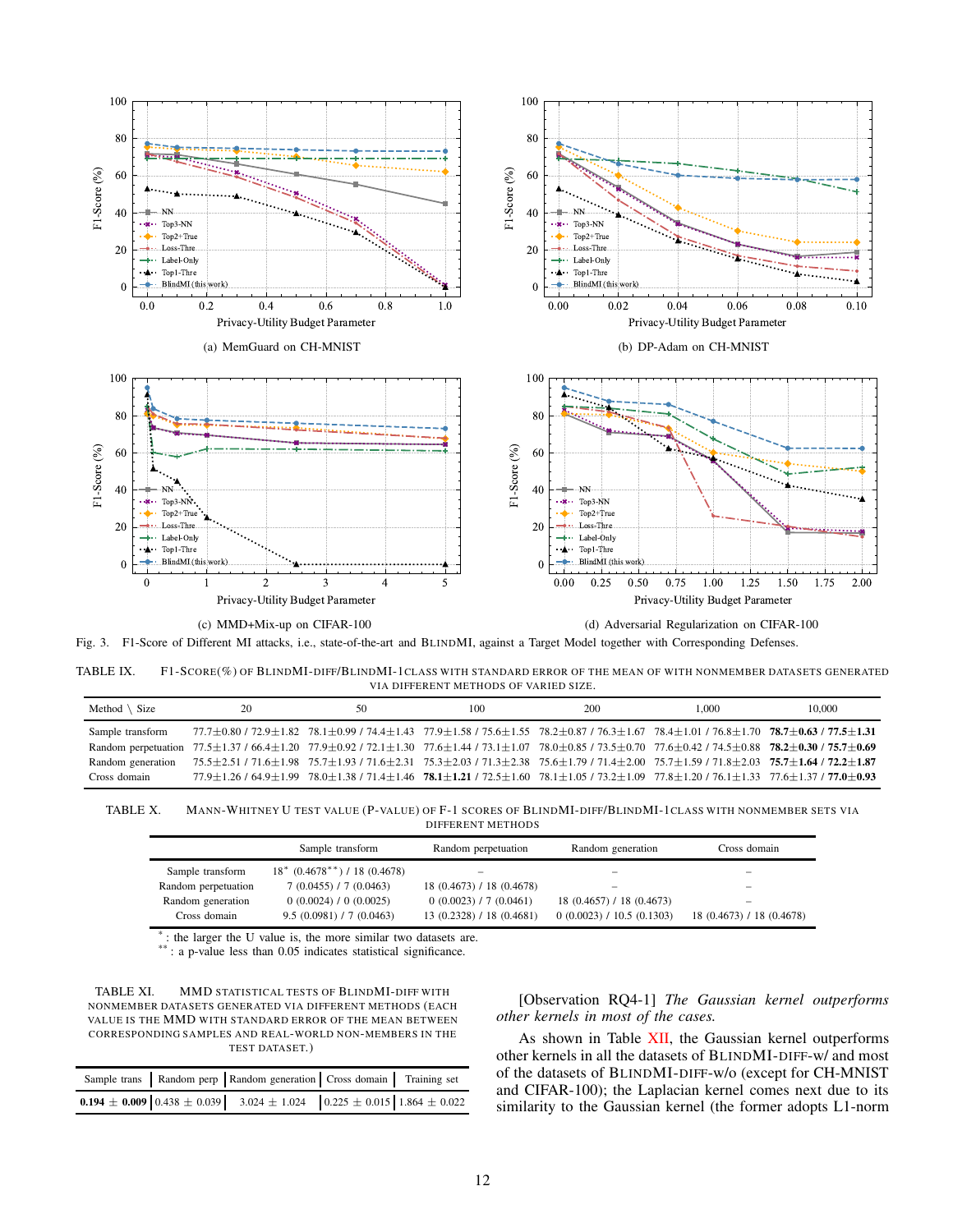(a) MemGuard on CH-MNIST

(b) DP-Adam on CH-MNIST

(c) MMD+Mix-up on CIFAR-100

(d) Adversarial Regularization on CIFAR-100

Fig. 3. F1-Score of Different MI attacks, i.e., state-of-the-art and BLINDMI, against a Target Model together with Corresponding Defenses.

TABLE IX. F1-SCORE(%) OF BLINDMI-DIFF/BLINDMI-1CLASS WITH STANDARD ERROR OF THE MEAN OF WITH NONMEMBER DATASETS GENERATED VIA DIFFERENT METHODS OF VARIED SIZE.

| Method \ Size | 20 | 50 | 100 | 200 | 1,000 | 10,000 |
|---|---|---|---|---|---|---|
| Sample transform | 77.7±0.80 / 72.9±1.82 | 78.1±0.99 / 74.4±1.43 | 77.9±1.58 / 75.6±1.55 | 78.2±0.87 / 76.3±1.67 | 78.4±1.01 / 76.8±1.70 | **78.7±0.63** / **77.5±1.31** |
| Random perpetuation | 77.5±1.37 / 66.4±1.20 | 77.9±0.92 / 72.1±1.30 | 77.6±1.44 / 73.1±1.07 | 78.0±0.85 / 73.5±0.70 | 77.6±0.42 / 74.5±0.88 | **78.2±0.30** / **75.7±0.69** |
| Random generation | 75.5±2.51 / 71.6±1.98 | 75.7±1.93 / 71.6±2.31 | 75.3±2.03 / 71.3±2.38 | 75.6±1.79 / 71.4±2.00 | 75.7±1.59 / 71.8±2.03 | **75.7±1.64** / **72.2±1.87** |
| Cross domain | 77.9±1.26 / 64.9±1.99 | 78.0±1.38 / 71.4±1.46 | **78.1±1.21** / 72.5±1.60 | 78.1±1.05 / 73.2±1.09 | 77.8±1.20 / 76.1±1.33 | 77.6±1.37 / **77.0±0.93** |

TABLE X. MANN-WHITNEY U TEST VALUE (P-VALUE) OF F-1 SCORES OF BLINDMI-DIFF/BLINDMI-1CLASS WITH NONMEMBER SETS VIA DIFFERENT METHODS

| | Sample transform | Random perpetuation | Random generation | Cross domain |
|---|---|---|---|---|
| Sample transform | 18* (0.4678**) / 18 (0.4678) | – | – | – |
| Random perpetuation | 7 (0.0455) / 7 (0.0463) | 18 (0.4673) / 18 (0.4678) | – | – |
| Random generation | 0 (0.0024) / 0 (0.0025) | 0 (0.0023) / 7 (0.0461) | 18 (0.4657) / 18 (0.4673) | – |
| Cross domain | 9.5 (0.0981) / 7 (0.0463) | 13 (0.2328) / 18 (0.4681) | 0 (0.0023) / 10.5 (0.1303) | 18 (0.4673) / 18 (0.4678) |

*: the larger the U value is, the more similar two datasets are.
**: a p-value less than 0.05 indicates statistical significance.

TABLE XI. MMD STATISTICAL TESTS OF BLINDMI-DIFF WITH NONMEMBER DATASETS GENERATED VIA DIFFERENT METHODS (EACH VALUE IS THE MMD WITH STANDARD ERROR OF THE MEAN BETWEEN CORRESPONDING SAMPLES AND REAL-WORLD NON-MEMBERS IN THE TEST DATASET.)

| Sample trans | Random perp | Random generation | Cross domain | Training set |
|---|---|---|---|---|
| **0.194 ± 0.009** | 0.438 ± 0.039 | 3.024 ± 1.024 | 0.225 ± 0.015 | 1.864 ± 0.022 |

[Observation RQ4-1] *The Gaussian kernel outperforms other kernels in most of the cases.*

As shown in Table XII, the Gaussian kernel outperforms other kernels in all the datasets of BLINDMI-DIFF-w/ and most of the datasets of BLINDMI-DIFF-w/o (except for CH-MNIST and CIFAR-100); the Laplacian kernel comes next due to its similarity to the Gaussian kernel (the former adopts L1-norm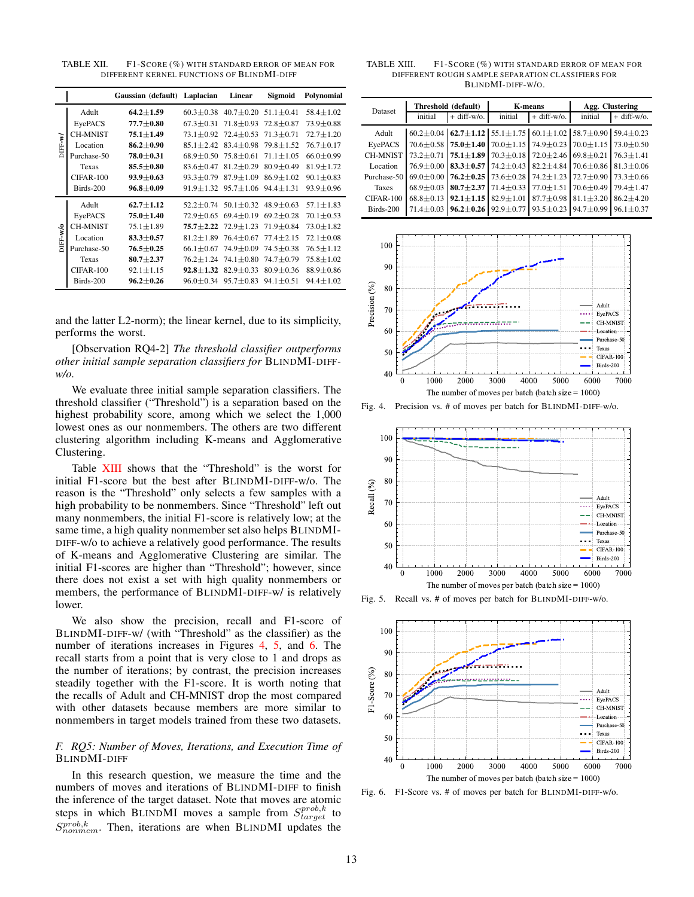TABLE XII. F1-SCORE (%) WITH STANDARD ERROR OF MEAN FOR DIFFERENT KERNEL FUNCTIONS OF BLINDMI-DIFF

| | | Gaussian (default) | Laplacian | Linear | Sigmoid | Polynomial |
|---|---|---|---|---|---|---|
| DIFF-w/ | Adult | **64.2±1.59** | 60.3±0.38 | 40.7±0.20 | 51.1±0.41 | 58.4±1.02 |
| | EyePACS | **77.7±0.80** | 67.3±0.31 | 71.8±0.93 | 72.8±0.87 | 73.9±0.88 |
| | CH-MNIST | **75.1±1.49** | 73.1±0.92 | 72.4±0.53 | 71.3±0.71 | 72.7±1.20 |
| | Location | **86.2±0.90** | 85.1±2.42 | 83.4±0.98 | 79.8±1.52 | 76.7±0.17 |
| | Purchase-50 | **78.0±0.31** | 68.9±0.50 | 75.8±0.61 | 71.1±1.05 | 66.0±0.99 |
| | Texas | **85.5±0.80** | 83.6±0.47 | 81.2±0.29 | 80.9±0.49 | 81.9±1.72 |
| | CIFAR-100 | **93.9±0.63** | 93.3±0.79 | 87.9±1.09 | 86.9±1.02 | 90.1±0.83 |
| | Birds-200 | **96.8±0.09** | 91.9±1.32 | 95.7±1.06 | 94.4±1.31 | 93.9±0.96 |
| DIFF-w/o | Adult | **62.7±1.12** | 52.2±0.74 | 50.1±0.32 | 48.9±0.63 | 57.1±1.83 |
| | EyePACS | **75.0±1.40** | 72.9±0.65 | 69.4±0.19 | 69.2±0.28 | 70.1±0.53 |
| | CH-MNIST | 75.1±1.89 | **75.7±2.22** | 72.9±1.23 | 71.9±0.84 | 73.0±1.82 |
| | Location | **83.3±0.57** | 81.2±1.89 | 76.4±0.67 | 77.4±2.15 | 72.1±0.08 |
| | Purchase-50 | **76.5±0.25** | 66.1±0.67 | 74.9±0.09 | 74.5±0.38 | 76.5±1.12 |
| | Texas | **80.7±2.37** | 76.2±1.24 | 74.1±0.80 | 74.7±0.79 | 75.8±1.02 |
| | CIFAR-100 | 92.1±1.15 | **92.8±1.32** | 82.9±0.33 | 80.9±0.36 | 88.9±0.86 |
| | Birds-200 | **96.2±0.26** | 96.0±0.34 | 95.7±0.83 | 94.1±0.51 | 94.4±1.02 |

and the latter L2-norm); the linear kernel, due to its simplicity, performs the worst.

[Observation RQ4-2] *The threshold classifier outperforms other initial sample separation classifiers for* BLINDMI-DIFF-*w/o.*

We evaluate three initial sample separation classifiers. The threshold classifier ("Threshold") is a separation based on the highest probability score, among which we select the 1,000 lowest ones as our nonmembers. The others are two different clustering algorithm including K-means and Agglomerative Clustering.

Table XIII shows that the "Threshold" is the worst for initial F1-score but the best after BLINDMI-DIFF-w/o. The reason is the "Threshold" only selects a few samples with a high probability to be nonmembers. Since "Threshold" left out many nonmembers, the initial F1-score is relatively low; at the same time, a high quality nonmember set also helps BLINDMI-DIFF-w/o to achieve a relatively good performance. The results of K-means and Agglomerative Clustering are similar. The initial F1-scores are higher than "Threshold"; however, since there does not exist a set with high quality nonmembers or members, the performance of BLINDMI-DIFF-w/ is relatively lower.

We also show the precision, recall and F1-score of BLINDMI-DIFF-w/ (with "Threshold" as the classifier) as the number of iterations increases in Figures 4, 5, and 6. The recall starts from a point that is very close to 1 and drops as the number of iterations; by contrast, the precision increases steadily together with the F1-score. It is worth noting that the recalls of Adult and CH-MNIST drop the most compared with other datasets because members are more similar to nonmembers in target models trained from these two datasets.

### F. RQ5: Number of Moves, Iterations, and Execution Time of BLINDMI-DIFF

In this research question, we measure the time and the numbers of moves and iterations of BLINDMI-DIFF to finish the inference of the target dataset. Note that moves are atomic steps in which BLINDMI moves a sample from $S^{prob,k}_{target}$ to $S^{prob,k}_{nonmem}$. Then, iterations are when BLINDMI updates the

TABLE XIII. F1-SCORE (%) WITH STANDARD ERROR OF MEAN FOR DIFFERENT ROUGH SAMPLE SEPARATION CLASSIFIERS FOR BLINDMI-DIFF-W/O.

| Dataset | Threshold (default) | | K-means | | Agg. Clustering | |
|---|---|---|---|---|---|---|
| | initial | + diff-w/o. | initial | + diff-w/o. | initial | + diff-w/o. |
| Adult | 60.2±0.04 | **62.7±1.12** | 55.1±1.75 | 60.1±1.02 | 58.7±0.90 | 59.4±0.23 |
| EyePACS | 70.6±0.58 | **75.0±1.40** | 70.0±1.15 | 74.9±0.23 | 70.0±1.15 | 73.0±0.50 |
| CH-MNIST | 73.2±0.71 | **75.1±1.89** | 70.3±0.18 | 72.0±2.46 | 69.8±0.21 | 76.3±1.41 |
| Location | 76.9±0.00 | **83.3±0.57** | 74.2±0.43 | 82.2±4.84 | 70.6±0.86 | 81.3±0.06 |
| Purchase-50 | 69.0±0.00 | **76.2±0.25** | 73.6±0.28 | 74.2±1.23 | 72.7±0.90 | 73.3±0.66 |
| Taxes | 68.9±0.03 | **80.7±2.37** | 71.4±0.33 | 77.0±1.51 | 70.6±0.49 | 79.4±1.47 |
| CIFAR-100 | 68.8±0.13 | **92.1±1.15** | 82.9±1.01 | 87.7±0.98 | 81.1±3.20 | 86.2±4.20 |
| Birds-200 | 71.4±0.03 | **96.2±0.26** | 92.9±0.77 | 93.5±0.23 | 94.7±0.99 | 96.1±0.37 |

Fig. 4. Precision vs. # of moves per batch for BLINDMI-DIFF-w/o.

Fig. 5. Recall vs. # of moves per batch for BLINDMI-DIFF-w/o.

Fig. 6. F1-Score vs. # of moves per batch for BLINDMI-DIFF-w/o.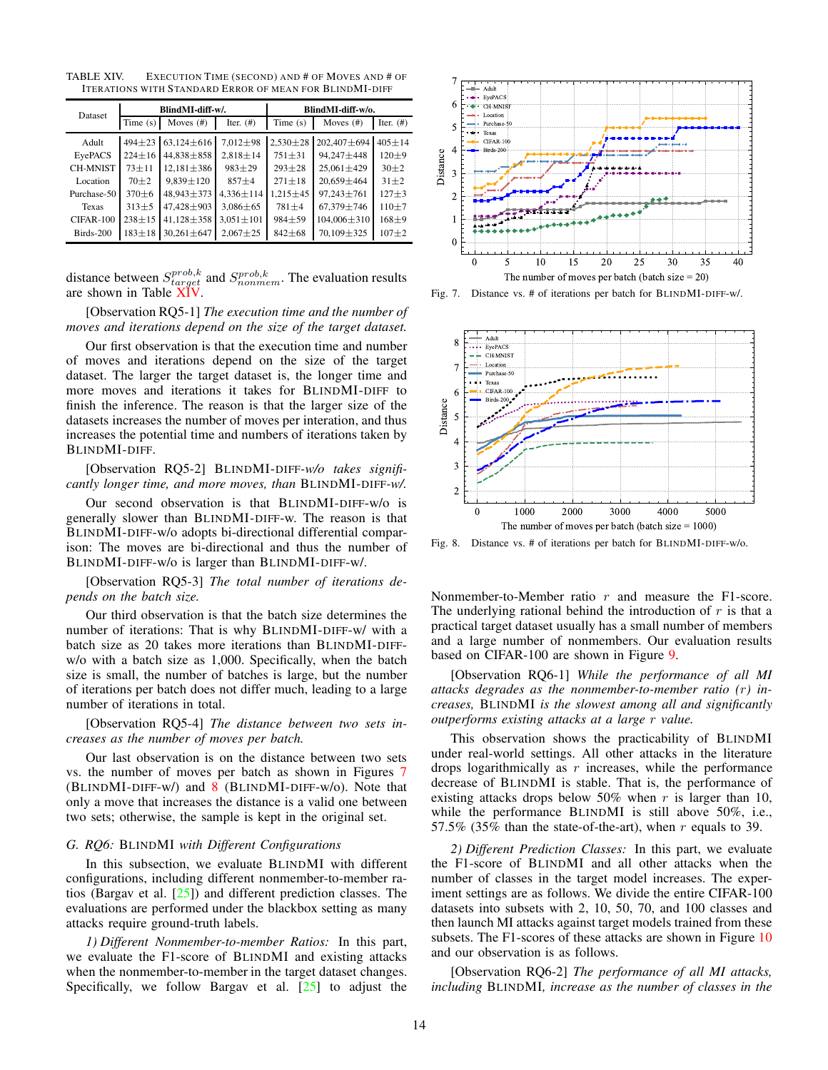TABLE XIV. Execution Time (second) and # of Moves and # of Iterations with Standard Error of Mean for BlindMI-diff

| Dataset | BlindMI-diff-w/. | | | BlindMI-diff-w/o. | | |
|---|---|---|---|---|---|---|
| | Time (s) | Moves (#) | Iter. (#) | Time (s) | Moves (#) | Iter. (#) |
| Adult | 494±23 | 63,124±616 | 7,012±98 | 2,530±28 | 202,407±694 | 405±14 |
| EyePACS | 224±16 | 44,838±858 | 2,818±14 | 751±31 | 94,247±448 | 120±9 |
| CH-MNIST | 73±11 | 12,181±386 | 983±29 | 293±28 | 25,061±429 | 30±2 |
| Location | 70±2 | 9,839±120 | 857±4 | 271±18 | 20,659±464 | 31±2 |
| Purchase-50 | 370±6 | 48,943±373 | 4,336±114 | 1,215±45 | 97,243±761 | 127±3 |
| Texas | 313±5 | 47,428±903 | 3,086±65 | 781±4 | 67,379±746 | 110±7 |
| CIFAR-100 | 238±15 | 41,128±358 | 3,051±101 | 984±59 | 104,006±310 | 168±9 |
| Birds-200 | 183±18 | 30,261±647 | 2,067±25 | 842±68 | 70,109±325 | 107±2 |

distance between $S^{prob,k}_{target}$ and $S^{prob,k}_{nonmem}$. The evaluation results are shown in Table XIV.

[Observation RQ5-1] *The execution time and the number of moves and iterations depend on the size of the target dataset.*

Our first observation is that the execution time and number of moves and iterations depend on the size of the target dataset. The larger the target dataset is, the longer time and more moves and iterations it takes for BlindMI-diff to finish the inference. The reason is that the larger size of the datasets increases the number of moves per interation, and thus increases the potential time and numbers of iterations taken by BlindMI-diff.

[Observation RQ5-2] BlindMI-diff-*w/o takes significantly longer time, and more moves, than* BlindMI-diff-*w/.*

Our second observation is that BlindMI-diff-w/o is generally slower than BlindMI-diff-w. The reason is that BlindMI-diff-w/o adopts bi-directional differential comparison: The moves are bi-directional and thus the number of BlindMI-diff-w/o is larger than BlindMI-diff-w/.

[Observation RQ5-3] *The total number of iterations depends on the batch size.*

Our third observation is that the batch size determines the number of iterations: That is why BlindMI-diff-w/ with a batch size as 20 takes more iterations than BlindMI-diff-w/o with a batch size as 1,000. Specifically, when the batch size is small, the number of batches is large, but the number of iterations per batch does not differ much, leading to a large number of iterations in total.

[Observation RQ5-4] *The distance between two sets increases as the number of moves per batch.*

Our last observation is on the distance between two sets vs. the number of moves per batch as shown in Figures 7 (BlindMI-diff-w/) and 8 (BlindMI-diff-w/o). Note that only a move that increases the distance is a valid one between two sets; otherwise, the sample is kept in the original set.

### G. RQ6: BlindMI with Different Configurations

In this subsection, we evaluate BlindMI with different configurations, including different nonmember-to-member ratios (Bargav et al. [25]) and different prediction classes. The evaluations are performed under the blackbox setting as many attacks require ground-truth labels.

*1) Different Nonmember-to-member Ratios:* In this part, we evaluate the F1-score of BlindMI and existing attacks when the nonmember-to-member in the target dataset changes. Specifically, we follow Bargav et al. [25] to adjust the

Fig. 7. Distance vs. # of iterations per batch for BlindMI-diff-w/.

Fig. 8. Distance vs. # of iterations per batch for BlindMI-diff-w/o.

Nonmember-to-Member ratio $r$ and measure the F1-score. The underlying rational behind the introduction of $r$ is that a practical target dataset usually has a small number of members and a large number of nonmembers. Our evaluation results based on CIFAR-100 are shown in Figure 9.

[Observation RQ6-1] *While the performance of all MI attacks degrades as the nonmember-to-member ratio ($r$) increases,* BlindMI *is the slowest among all and significantly outperforms existing attacks at a large $r$ value.*

This observation shows the practicability of BlindMI under real-world settings. All other attacks in the literature drops logarithmically as $r$ increases, while the performance decrease of BlindMI is stable. That is, the performance of existing attacks drops below 50% when $r$ is larger than 10, while the performance BlindMI is still above 50%, i.e., 57.5% (35% than the state-of-the-art), when $r$ equals to 39.

*2) Different Prediction Classes:* In this part, we evaluate the F1-score of BlindMI and all other attacks when the number of classes in the target model increases. The experiment settings are as follows. We divide the entire CIFAR-100 datasets into subsets with 2, 10, 50, 70, and 100 classes and then launch MI attacks against target models trained from these subsets. The F1-scores of these attacks are shown in Figure 10 and our observation is as follows.

[Observation RQ6-2] *The performance of all MI attacks, including* BlindMI*, increase as the number of classes in the*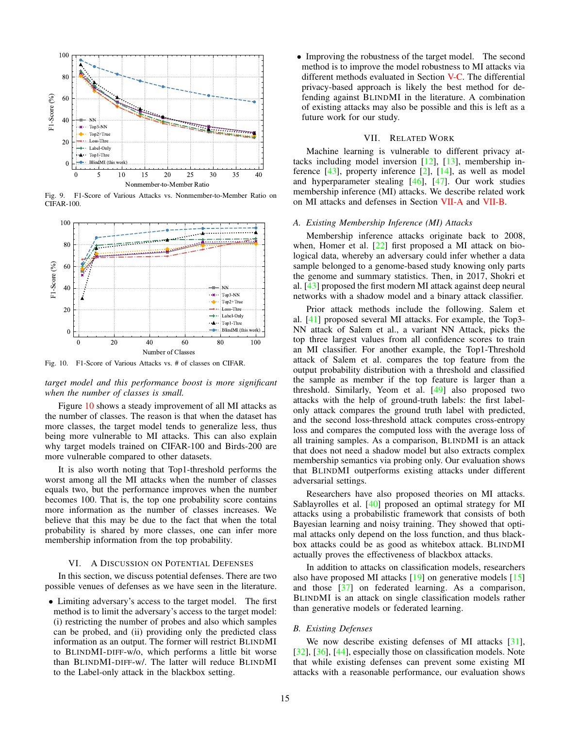Fig. 9. F1-Score of Various Attacks vs. Nonmember-to-Member Ratio on CIFAR-100.

Fig. 10. F1-Score of Various Attacks vs. # of classes on CIFAR.

*target model and this performance boost is more significant when the number of classes is small.*

Figure 10 shows a steady improvement of all MI attacks as the number of classes. The reason is that when the dataset has more classes, the target model tends to generalize less, thus being more vulnerable to MI attacks. This can also explain why target models trained on CIFAR-100 and Birds-200 are more vulnerable compared to other datasets.

It is also worth noting that Top1-threshold performs the worst among all the MI attacks when the number of classes equals two, but the performance improves when the number becomes 100. That is, the top one probability score contains more information as the number of classes increases. We believe that this may be due to the fact that when the total probability is shared by more classes, one can infer more membership information from the top probability.

## VI. A Discussion on Potential Defenses

In this section, we discuss potential defenses. There are two possible venues of defenses as we have seen in the literature.

- Limiting adversary's access to the target model. The first method is to limit the adversary's access to the target model: (i) restricting the number of probes and also which samples can be probed, and (ii) providing only the predicted class information as an output. The former will restrict BlindMI to BlindMI-diff-w/o, which performs a little bit worse than BlindMI-diff-w/. The latter will reduce BlindMI to the Label-only attack in the blackbox setting.
- Improving the robustness of the target model. The second method is to improve the model robustness to MI attacks via different methods evaluated in Section V-C. The differential privacy-based approach is likely the best method for defending against BlindMI in the literature. A combination of existing attacks may also be possible and this is left as a future work for our study.

## VII. Related Work

Machine learning is vulnerable to different privacy attacks including model inversion [12], [13], membership inference [43], property inference [2], [14], as well as model and hyperparameter stealing [46], [47]. Our work studies membership inference (MI) attacks. We describe related work on MI attacks and defenses in Section VII-A and VII-B.

### A. Existing Membership Inference (MI) Attacks

Membership inference attacks originate back to 2008, when, Homer et al. [22] first proposed a MI attack on biological data, whereby an adversary could infer whether a data sample belonged to a genome-based study knowing only parts the genome and summary statistics. Then, in 2017, Shokri et al. [43] proposed the first modern MI attack against deep neural networks with a shadow model and a binary attack classifier.

Prior attack methods include the following. Salem et al. [41] proposed several MI attacks. For example, the Top3-NN attack of Salem et al., a variant NN Attack, picks the top three largest values from all confidence scores to train an MI classifier. For another example, the Top1-Threshold attack of Salem et al. compares the top feature from the output probability distribution with a threshold and classified the sample as member if the top feature is larger than a threshold. Similarly, Yeom et al. [49] also proposed two attacks with the help of ground-truth labels: the first label-only attack compares the ground truth label with predicted, and the second loss-threshold attack computes cross-entropy loss and compares the computed loss with the average loss of all training samples. As a comparison, BlindMI is an attack that does not need a shadow model but also extracts complex membership semantics via probing only. Our evaluation shows that BlindMI outperforms existing attacks under different adversarial settings.

Researchers have also proposed theories on MI attacks. Sablayrolles et al. [40] proposed an optimal strategy for MI attacks using a probabilistic framework that consists of both Bayesian learning and noisy training. They showed that optimal attacks only depend on the loss function, and thus blackbox attacks could be as good as whitebox attack. BlindMI actually proves the effectiveness of blackbox attacks.

In addition to attacks on classification models, researchers also have proposed MI attacks [19] on generative models [15] and those [37] on federated learning. As a comparison, BlindMI is an attack on single classification models rather than generative models or federated learning.

### B. Existing Defenses

We now describe existing defenses of MI attacks [31], [32], [36], [44], especially those on classification models. Note that while existing defenses can prevent some existing MI attacks with a reasonable performance, our evaluation shows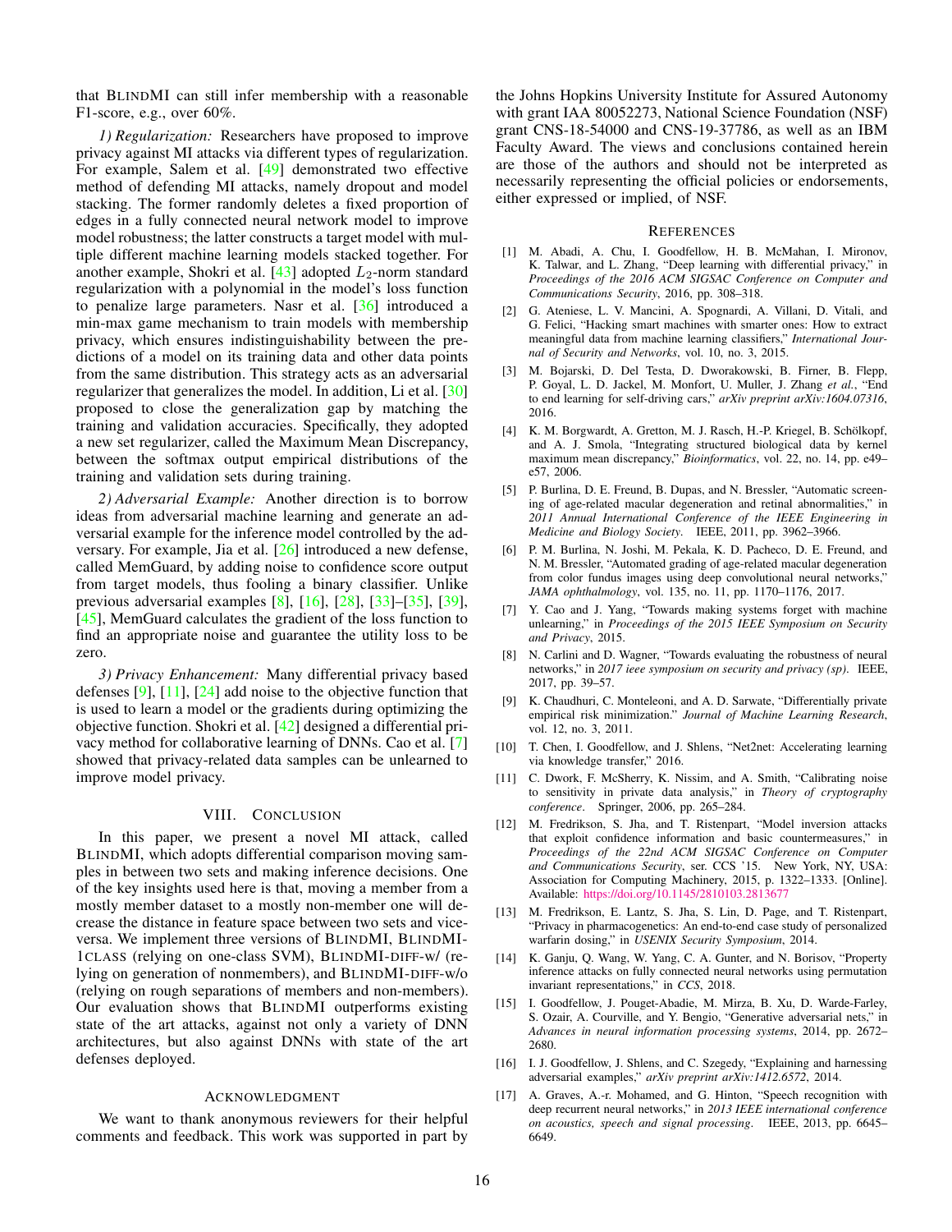that BLINDMI can still infer membership with a reasonable F1-score, e.g., over 60%.

*1) Regularization:* Researchers have proposed to improve privacy against MI attacks via different types of regularization. For example, Salem et al. [49] demonstrated two effective method of defending MI attacks, namely dropout and model stacking. The former randomly deletes a fixed proportion of edges in a fully connected neural network model to improve model robustness; the latter constructs a target model with multiple different machine learning models stacked together. For another example, Shokri et al. [43] adopted $L_2$-norm standard regularization with a polynomial in the model's loss function to penalize large parameters. Nasr et al. [36] introduced a min-max game mechanism to train models with membership privacy, which ensures indistinguishability between the predictions of a model on its training data and other data points from the same distribution. This strategy acts as an adversarial regularizer that generalizes the model. In addition, Li et al. [30] proposed to close the generalization gap by matching the training and validation accuracies. Specifically, they adopted a new set regularizer, called the Maximum Mean Discrepancy, between the softmax output empirical distributions of the training and validation sets during training.

*2) Adversarial Example:* Another direction is to borrow ideas from adversarial machine learning and generate an adversarial example for the inference model controlled by the adversary. For example, Jia et al. [26] introduced a new defense, called MemGuard, by adding noise to confidence score output from target models, thus fooling a binary classifier. Unlike previous adversarial examples [8], [16], [28], [33]–[35], [39], [45], MemGuard calculates the gradient of the loss function to find an appropriate noise and guarantee the utility loss to be zero.

*3) Privacy Enhancement:* Many differential privacy based defenses [9], [11], [24] add noise to the objective function that is used to learn a model or the gradients during optimizing the objective function. Shokri et al. [42] designed a differential privacy method for collaborative learning of DNNs. Cao et al. [7] showed that privacy-related data samples can be unlearned to improve model privacy.

## VIII. CONCLUSION

In this paper, we present a novel MI attack, called BLINDMI, which adopts differential comparison moving samples in between two sets and making inference decisions. One of the key insights used here is that, moving a member from a mostly member dataset to a mostly non-member one will decrease the distance in feature space between two sets and vice-versa. We implement three versions of BLINDMI, BLINDMI-1CLASS (relying on one-class SVM), BLINDMI-DIFF-W/ (relying on generation of nonmembers), and BLINDMI-DIFF-W/O (relying on rough separations of members and non-members). Our evaluation shows that BLINDMI outperforms existing state of the art attacks, against not only a variety of DNN architectures, but also against DNNs with state of the art defenses deployed.

## ACKNOWLEDGMENT

We want to thank anonymous reviewers for their helpful comments and feedback. This work was supported in part by the Johns Hopkins University Institute for Assured Autonomy with grant IAA 80052273, National Science Foundation (NSF) grant CNS-18-54000 and CNS-19-37786, as well as an IBM Faculty Award. The views and conclusions contained herein are those of the authors and should not be interpreted as necessarily representing the official policies or endorsements, either expressed or implied, of NSF.

## REFERENCES

[1] M. Abadi, A. Chu, I. Goodfellow, H. B. McMahan, I. Mironov, K. Talwar, and L. Zhang, "Deep learning with differential privacy," in *Proceedings of the 2016 ACM SIGSAC Conference on Computer and Communications Security*, 2016, pp. 308–318.

[2] G. Ateniese, L. V. Mancini, A. Spognardi, A. Villani, D. Vitali, and G. Felici, "Hacking smart machines with smarter ones: How to extract meaningful data from machine learning classifiers," *International Journal of Security and Networks*, vol. 10, no. 3, 2015.

[3] M. Bojarski, D. Del Testa, D. Dworakowski, B. Firner, B. Flepp, P. Goyal, L. D. Jackel, M. Monfort, U. Muller, J. Zhang *et al.*, "End to end learning for self-driving cars," *arXiv preprint arXiv:1604.07316*, 2016.

[4] K. M. Borgwardt, A. Gretton, M. J. Rasch, H.-P. Kriegel, B. Schölkopf, and A. J. Smola, "Integrating structured biological data by kernel maximum mean discrepancy," *Bioinformatics*, vol. 22, no. 14, pp. e49–e57, 2006.

[5] P. Burlina, D. E. Freund, B. Dupas, and N. Bressler, "Automatic screening of age-related macular degeneration and retinal abnormalities," in *2011 Annual International Conference of the IEEE Engineering in Medicine and Biology Society*. IEEE, 2011, pp. 3962–3966.

[6] P. M. Burlina, N. Joshi, M. Pekala, K. D. Pacheco, D. E. Freund, and N. M. Bressler, "Automated grading of age-related macular degeneration from color fundus images using deep convolutional neural networks," *JAMA ophthalmology*, vol. 135, no. 11, pp. 1170–1176, 2017.

[7] Y. Cao and J. Yang, "Towards making systems forget with machine unlearning," in *Proceedings of the 2015 IEEE Symposium on Security and Privacy*, 2015.

[8] N. Carlini and D. Wagner, "Towards evaluating the robustness of neural networks," in *2017 ieee symposium on security and privacy (sp)*. IEEE, 2017, pp. 39–57.

[9] K. Chaudhuri, C. Monteleoni, and A. D. Sarwate, "Differentially private empirical risk minimization." *Journal of Machine Learning Research*, vol. 12, no. 3, 2011.

[10] T. Chen, I. Goodfellow, and J. Shlens, "Net2net: Accelerating learning via knowledge transfer," 2016.

[11] C. Dwork, F. McSherry, K. Nissim, and A. Smith, "Calibrating noise to sensitivity in private data analysis," in *Theory of cryptography conference*. Springer, 2006, pp. 265–284.

[12] M. Fredrikson, S. Jha, and T. Ristenpart, "Model inversion attacks that exploit confidence information and basic countermeasures," in *Proceedings of the 22nd ACM SIGSAC Conference on Computer and Communications Security*, ser. CCS '15. New York, NY, USA: Association for Computing Machinery, 2015, p. 1322–1333. [Online]. Available: https://doi.org/10.1145/2810103.2813677

[13] M. Fredrikson, E. Lantz, S. Jha, S. Lin, D. Page, and T. Ristenpart, "Privacy in pharmacogenetics: An end-to-end case study of personalized warfarin dosing," in *USENIX Security Symposium*, 2014.

[14] K. Ganju, Q. Wang, W. Yang, C. A. Gunter, and N. Borisov, "Property inference attacks on fully connected neural networks using permutation invariant representations," in *CCS*, 2018.

[15] I. Goodfellow, J. Pouget-Abadie, M. Mirza, B. Xu, D. Warde-Farley, S. Ozair, A. Courville, and Y. Bengio, "Generative adversarial nets," in *Advances in neural information processing systems*, 2014, pp. 2672–2680.

[16] I. J. Goodfellow, J. Shlens, and C. Szegedy, "Explaining and harnessing adversarial examples," *arXiv preprint arXiv:1412.6572*, 2014.

[17] A. Graves, A.-r. Mohamed, and G. Hinton, "Speech recognition with deep recurrent neural networks," in *2013 IEEE international conference on acoustics, speech and signal processing*. IEEE, 2013, pp. 6645–6649.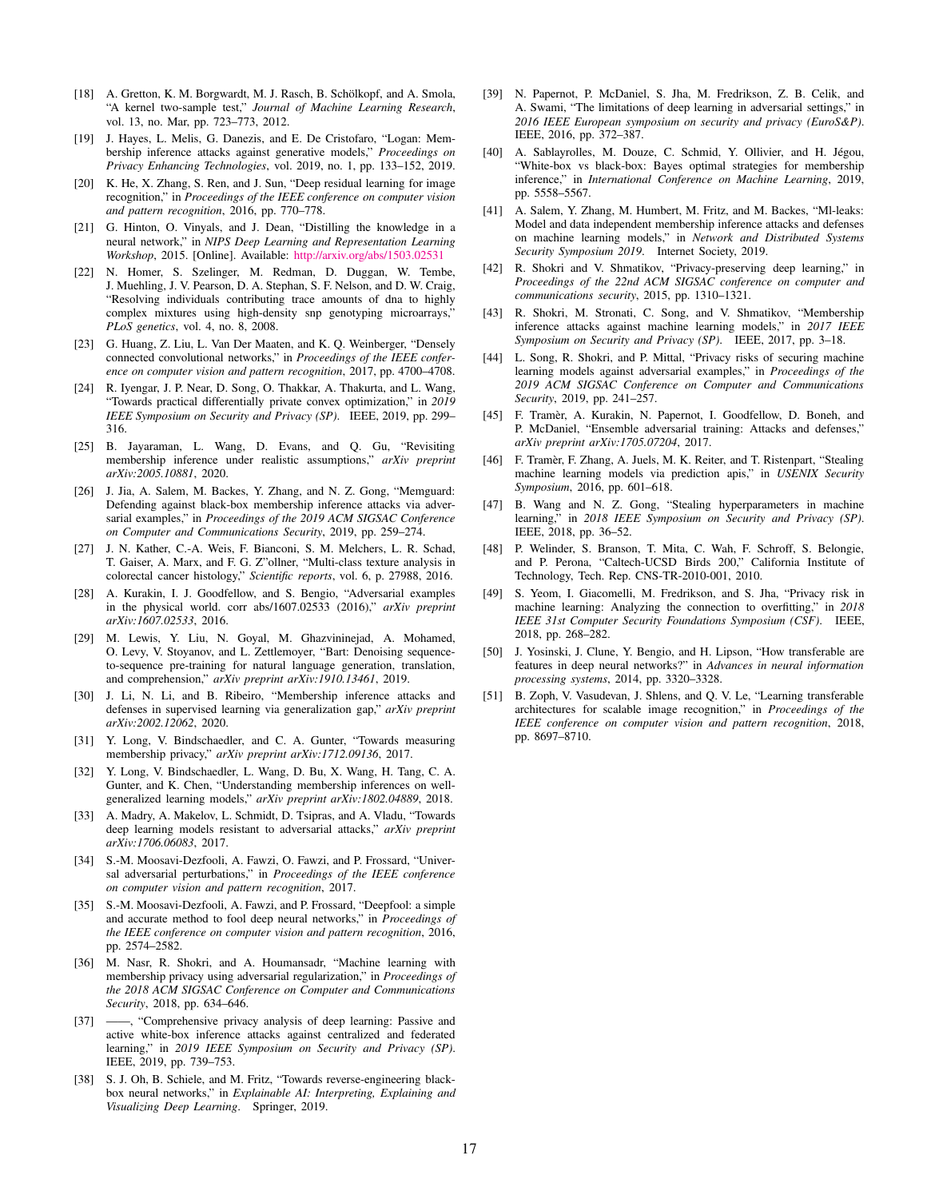[18] A. Gretton, K. M. Borgwardt, M. J. Rasch, B. Schölkopf, and A. Smola, "A kernel two-sample test," *Journal of Machine Learning Research*, vol. 13, no. Mar, pp. 723–773, 2012.

[19] J. Hayes, L. Melis, G. Danezis, and E. De Cristofaro, "Logan: Membership inference attacks against generative models," *Proceedings on Privacy Enhancing Technologies*, vol. 2019, no. 1, pp. 133–152, 2019.

[20] K. He, X. Zhang, S. Ren, and J. Sun, "Deep residual learning for image recognition," in *Proceedings of the IEEE conference on computer vision and pattern recognition*, 2016, pp. 770–778.

[21] G. Hinton, O. Vinyals, and J. Dean, "Distilling the knowledge in a neural network," in *NIPS Deep Learning and Representation Learning Workshop*, 2015. [Online]. Available: http://arxiv.org/abs/1503.02531

[22] N. Homer, S. Szelinger, M. Redman, D. Duggan, W. Tembe, J. Muehling, J. V. Pearson, D. A. Stephan, S. F. Nelson, and D. W. Craig, "Resolving individuals contributing trace amounts of dna to highly complex mixtures using high-density snp genotyping microarrays," *PLoS genetics*, vol. 4, no. 8, 2008.

[23] G. Huang, Z. Liu, L. Van Der Maaten, and K. Q. Weinberger, "Densely connected convolutional networks," in *Proceedings of the IEEE conference on computer vision and pattern recognition*, 2017, pp. 4700–4708.

[24] R. Iyengar, J. P. Near, D. Song, O. Thakkar, A. Thakurta, and L. Wang, "Towards practical differentially private convex optimization," in *2019 IEEE Symposium on Security and Privacy (SP)*. IEEE, 2019, pp. 299–316.

[25] B. Jayaraman, L. Wang, D. Evans, and Q. Gu, "Revisiting membership inference under realistic assumptions," *arXiv preprint arXiv:2005.10881*, 2020.

[26] J. Jia, A. Salem, M. Backes, Y. Zhang, and N. Z. Gong, "Memguard: Defending against black-box membership inference attacks via adversarial examples," in *Proceedings of the 2019 ACM SIGSAC Conference on Computer and Communications Security*, 2019, pp. 259–274.

[27] J. N. Kather, C.-A. Weis, F. Bianconi, S. M. Melchers, L. R. Schad, T. Gaiser, A. Marx, and F. G. Z"ollner, "Multi-class texture analysis in colorectal cancer histology," *Scientific reports*, vol. 6, p. 27988, 2016.

[28] A. Kurakin, I. J. Goodfellow, and S. Bengio, "Adversarial examples in the physical world. corr abs/1607.02533 (2016)," *arXiv preprint arXiv:1607.02533*, 2016.

[29] M. Lewis, Y. Liu, N. Goyal, M. Ghazvininejad, A. Mohamed, O. Levy, V. Stoyanov, and L. Zettlemoyer, "Bart: Denoising sequence-to-sequence pre-training for natural language generation, translation, and comprehension," *arXiv preprint arXiv:1910.13461*, 2019.

[30] J. Li, N. Li, and B. Ribeiro, "Membership inference attacks and defenses in supervised learning via generalization gap," *arXiv preprint arXiv:2002.12062*, 2020.

[31] Y. Long, V. Bindschaedler, and C. A. Gunter, "Towards measuring membership privacy," *arXiv preprint arXiv:1712.09136*, 2017.

[32] Y. Long, V. Bindschaedler, L. Wang, D. Bu, X. Wang, H. Tang, C. A. Gunter, and K. Chen, "Understanding membership inferences on well-generalized learning models," *arXiv preprint arXiv:1802.04889*, 2018.

[33] A. Madry, A. Makelov, L. Schmidt, D. Tsipras, and A. Vladu, "Towards deep learning models resistant to adversarial attacks," *arXiv preprint arXiv:1706.06083*, 2017.

[34] S.-M. Moosavi-Dezfooli, A. Fawzi, O. Fawzi, and P. Frossard, "Universal adversarial perturbations," in *Proceedings of the IEEE conference on computer vision and pattern recognition*, 2017.

[35] S.-M. Moosavi-Dezfooli, A. Fawzi, and P. Frossard, "Deepfool: a simple and accurate method to fool deep neural networks," in *Proceedings of the IEEE conference on computer vision and pattern recognition*, 2016, pp. 2574–2582.

[36] M. Nasr, R. Shokri, and A. Houmansadr, "Machine learning with membership privacy using adversarial regularization," in *Proceedings of the 2018 ACM SIGSAC Conference on Computer and Communications Security*, 2018, pp. 634–646.

[37] ——, "Comprehensive privacy analysis of deep learning: Passive and active white-box inference attacks against centralized and federated learning," in *2019 IEEE Symposium on Security and Privacy (SP)*. IEEE, 2019, pp. 739–753.

[38] S. J. Oh, B. Schiele, and M. Fritz, "Towards reverse-engineering black-box neural networks," in *Explainable AI: Interpreting, Explaining and Visualizing Deep Learning*. Springer, 2019.

[39] N. Papernot, P. McDaniel, S. Jha, M. Fredrikson, Z. B. Celik, and A. Swami, "The limitations of deep learning in adversarial settings," in *2016 IEEE European symposium on security and privacy (EuroS&P)*. IEEE, 2016, pp. 372–387.

[40] A. Sablayrolles, M. Douze, C. Schmid, Y. Ollivier, and H. Jégou, "White-box vs black-box: Bayes optimal strategies for membership inference," in *International Conference on Machine Learning*, 2019, pp. 5558–5567.

[41] A. Salem, Y. Zhang, M. Humbert, M. Fritz, and M. Backes, "Ml-leaks: Model and data independent membership inference attacks and defenses on machine learning models," in *Network and Distributed Systems Security Symposium 2019*. Internet Society, 2019.

[42] R. Shokri and V. Shmatikov, "Privacy-preserving deep learning," in *Proceedings of the 22nd ACM SIGSAC conference on computer and communications security*, 2015, pp. 1310–1321.

[43] R. Shokri, M. Stronati, C. Song, and V. Shmatikov, "Membership inference attacks against machine learning models," in *2017 IEEE Symposium on Security and Privacy (SP)*. IEEE, 2017, pp. 3–18.

[44] L. Song, R. Shokri, and P. Mittal, "Privacy risks of securing machine learning models against adversarial examples," in *Proceedings of the 2019 ACM SIGSAC Conference on Computer and Communications Security*, 2019, pp. 241–257.

[45] F. Tramèr, A. Kurakin, N. Papernot, I. Goodfellow, D. Boneh, and P. McDaniel, "Ensemble adversarial training: Attacks and defenses," *arXiv preprint arXiv:1705.07204*, 2017.

[46] F. Tramèr, F. Zhang, A. Juels, M. K. Reiter, and T. Ristenpart, "Stealing machine learning models via prediction apis," in *USENIX Security Symposium*, 2016, pp. 601–618.

[47] B. Wang and N. Z. Gong, "Stealing hyperparameters in machine learning," in *2018 IEEE Symposium on Security and Privacy (SP)*. IEEE, 2018, pp. 36–52.

[48] P. Welinder, S. Branson, T. Mita, C. Wah, F. Schroff, S. Belongie, and P. Perona, "Caltech-UCSD Birds 200," California Institute of Technology, Tech. Rep. CNS-TR-2010-001, 2010.

[49] S. Yeom, I. Giacomelli, M. Fredrikson, and S. Jha, "Privacy risk in machine learning: Analyzing the connection to overfitting," in *2018 IEEE 31st Computer Security Foundations Symposium (CSF)*. IEEE, 2018, pp. 268–282.

[50] J. Yosinski, J. Clune, Y. Bengio, and H. Lipson, "How transferable are features in deep neural networks?" in *Advances in neural information processing systems*, 2014, pp. 3320–3328.

[51] B. Zoph, V. Vasudevan, J. Shlens, and Q. V. Le, "Learning transferable architectures for scalable image recognition," in *Proceedings of the IEEE conference on computer vision and pattern recognition*, 2018, pp. 8697–8710.